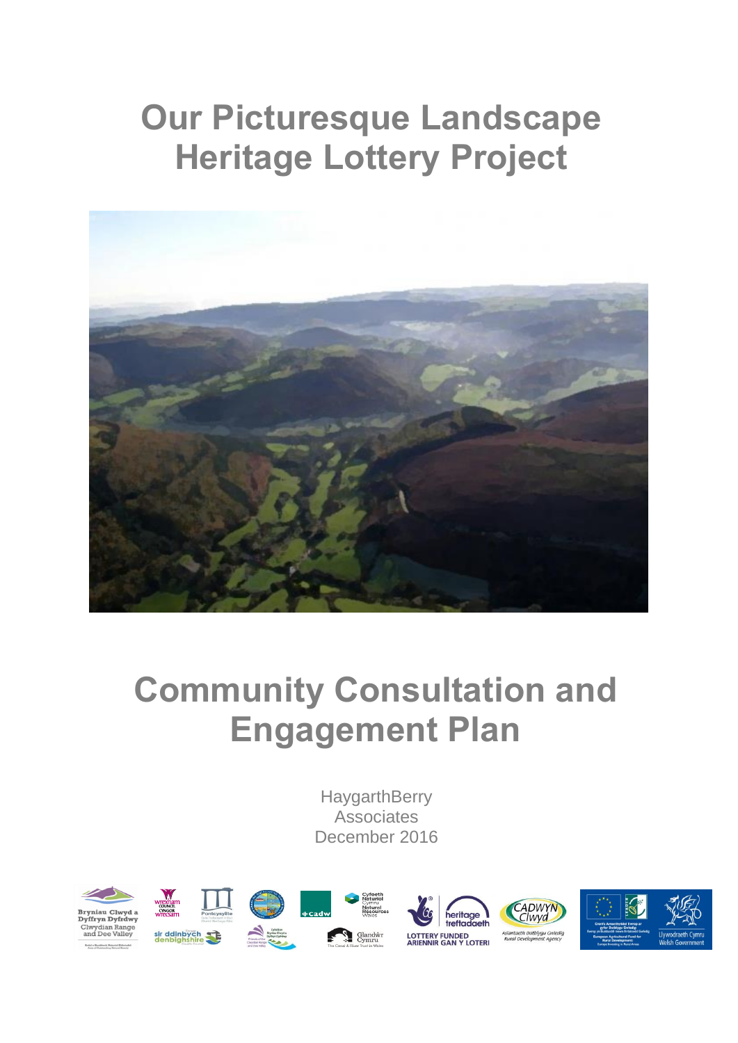# Our Picturesque Landscape Heritage Lottery Project

# Community Consultation and Engagement Plan

HaygarthBerry Associates
December 2016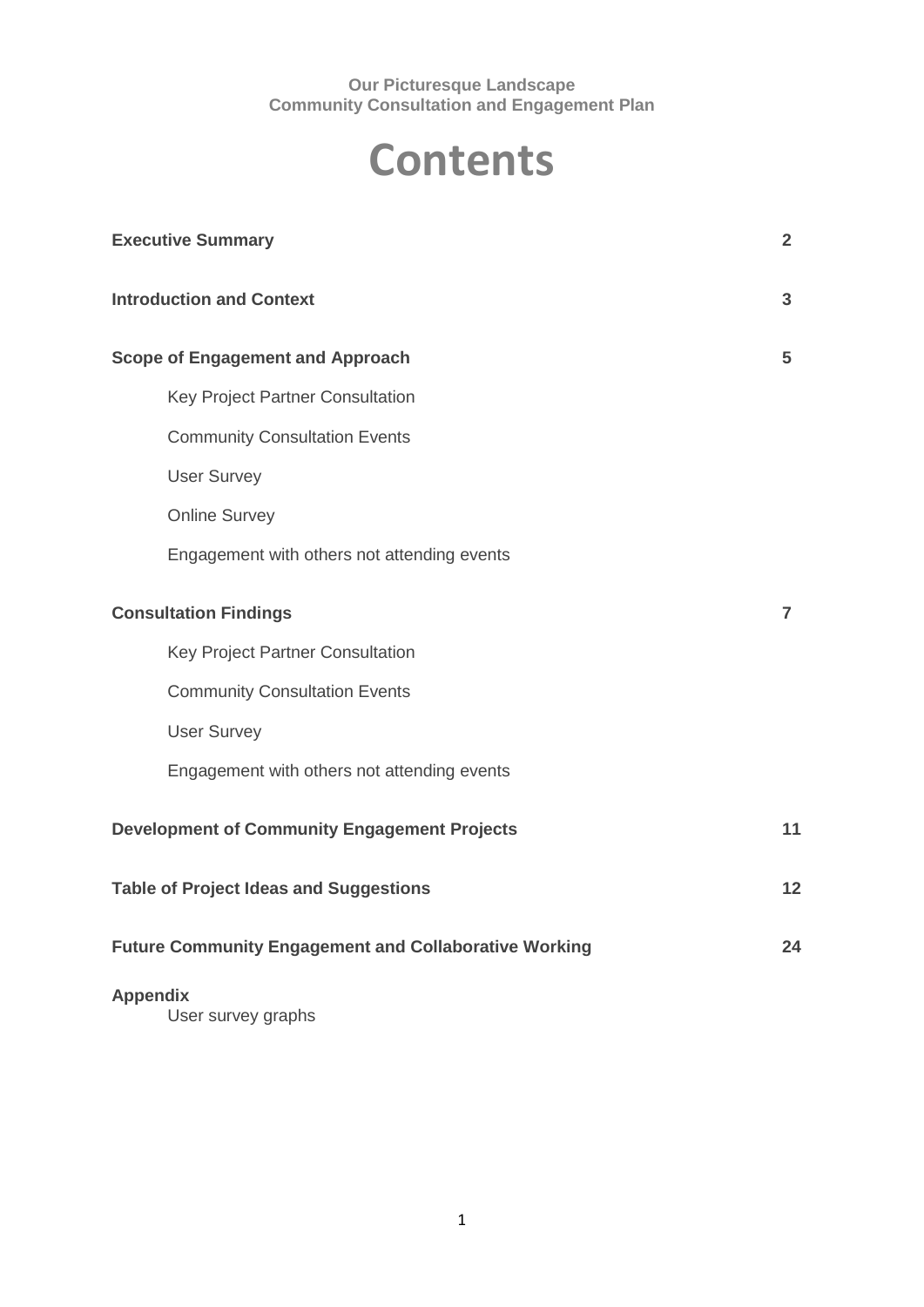**Our Picturesque Landscape**
**Community Consultation and Engagement Plan**

# Contents

| | |
|---|---|
| **Executive Summary** | **2** |
| **Introduction and Context** | **3** |
| **Scope of Engagement and Approach** | **5** |
| Key Project Partner Consultation | |
| Community Consultation Events | |
| User Survey | |
| Online Survey | |
| Engagement with others not attending events | |
| **Consultation Findings** | **7** |
| Key Project Partner Consultation | |
| Community Consultation Events | |
| User Survey | |
| Engagement with others not attending events | |
| **Development of Community Engagement Projects** | **11** |
| **Table of Project Ideas and Suggestions** | **12** |
| **Future Community Engagement and Collaborative Working** | **24** |
| **Appendix** | |
| User survey graphs | |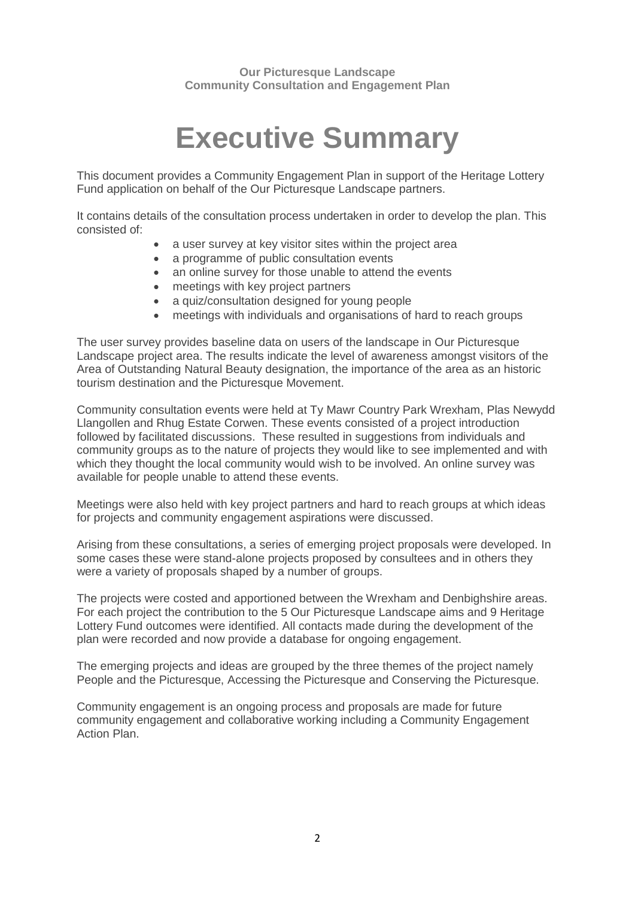# Executive Summary

This document provides a Community Engagement Plan in support of the Heritage Lottery Fund application on behalf of the Our Picturesque Landscape partners.

It contains details of the consultation process undertaken in order to develop the plan. This consisted of:

- a user survey at key visitor sites within the project area
- a programme of public consultation events
- an online survey for those unable to attend the events
- meetings with key project partners
- a quiz/consultation designed for young people
- meetings with individuals and organisations of hard to reach groups

The user survey provides baseline data on users of the landscape in Our Picturesque Landscape project area. The results indicate the level of awareness amongst visitors of the Area of Outstanding Natural Beauty designation, the importance of the area as an historic tourism destination and the Picturesque Movement.

Community consultation events were held at Ty Mawr Country Park Wrexham, Plas Newydd Llangollen and Rhug Estate Corwen. These events consisted of a project introduction followed by facilitated discussions. These resulted in suggestions from individuals and community groups as to the nature of projects they would like to see implemented and with which they thought the local community would wish to be involved. An online survey was available for people unable to attend these events.

Meetings were also held with key project partners and hard to reach groups at which ideas for projects and community engagement aspirations were discussed.

Arising from these consultations, a series of emerging project proposals were developed. In some cases these were stand-alone projects proposed by consultees and in others they were a variety of proposals shaped by a number of groups.

The projects were costed and apportioned between the Wrexham and Denbighshire areas. For each project the contribution to the 5 Our Picturesque Landscape aims and 9 Heritage Lottery Fund outcomes were identified. All contacts made during the development of the plan were recorded and now provide a database for ongoing engagement.

The emerging projects and ideas are grouped by the three themes of the project namely People and the Picturesque, Accessing the Picturesque and Conserving the Picturesque.

Community engagement is an ongoing process and proposals are made for future community engagement and collaborative working including a Community Engagement Action Plan.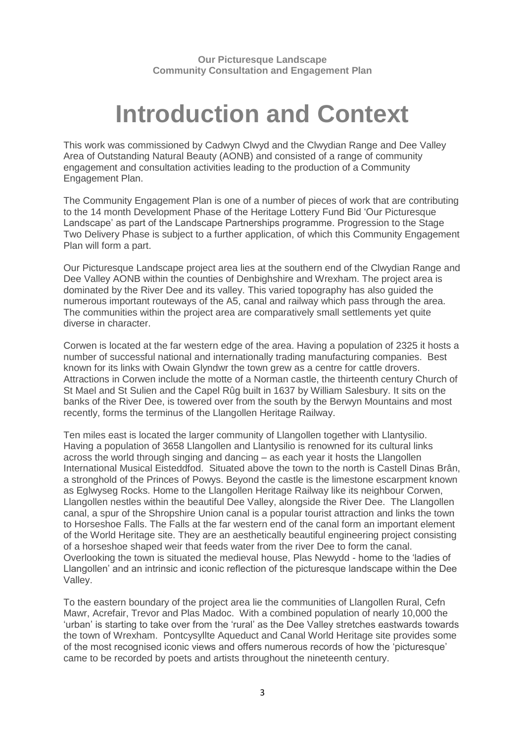**Our Picturesque Landscape**
**Community Consultation and Engagement Plan**

# Introduction and Context

This work was commissioned by Cadwyn Clwyd and the Clwydian Range and Dee Valley Area of Outstanding Natural Beauty (AONB) and consisted of a range of community engagement and consultation activities leading to the production of a Community Engagement Plan.

The Community Engagement Plan is one of a number of pieces of work that are contributing to the 14 month Development Phase of the Heritage Lottery Fund Bid 'Our Picturesque Landscape' as part of the Landscape Partnerships programme. Progression to the Stage Two Delivery Phase is subject to a further application, of which this Community Engagement Plan will form a part.

Our Picturesque Landscape project area lies at the southern end of the Clwydian Range and Dee Valley AONB within the counties of Denbighshire and Wrexham. The project area is dominated by the River Dee and its valley. This varied topography has also guided the numerous important routeways of the A5, canal and railway which pass through the area. The communities within the project area are comparatively small settlements yet quite diverse in character.

Corwen is located at the far western edge of the area. Having a population of 2325 it hosts a number of successful national and internationally trading manufacturing companies. Best known for its links with Owain Glyndwr the town grew as a centre for cattle drovers. Attractions in Corwen include the motte of a Norman castle, the thirteenth century Church of St Mael and St Sulien and the Capel Rûg built in 1637 by William Salesbury. It sits on the banks of the River Dee, is towered over from the south by the Berwyn Mountains and most recently, forms the terminus of the Llangollen Heritage Railway.

Ten miles east is located the larger community of Llangollen together with Llantysilio. Having a population of 3658 Llangollen and Llantysilio is renowned for its cultural links across the world through singing and dancing – as each year it hosts the Llangollen International Musical Eisteddfod. Situated above the town to the north is Castell Dinas Brân, a stronghold of the Princes of Powys. Beyond the castle is the limestone escarpment known as Eglwyseg Rocks. Home to the Llangollen Heritage Railway like its neighbour Corwen, Llangollen nestles within the beautiful Dee Valley, alongside the River Dee. The Llangollen canal, a spur of the Shropshire Union canal is a popular tourist attraction and links the town to Horseshoe Falls. The Falls at the far western end of the canal form an important element of the World Heritage site. They are an aesthetically beautiful engineering project consisting of a horseshoe shaped weir that feeds water from the river Dee to form the canal. Overlooking the town is situated the medieval house, Plas Newydd - home to the 'ladies of Llangollen' and an intrinsic and iconic reflection of the picturesque landscape within the Dee Valley.

To the eastern boundary of the project area lie the communities of Llangollen Rural, Cefn Mawr, Acrefair, Trevor and Plas Madoc. With a combined population of nearly 10,000 the 'urban' is starting to take over from the 'rural' as the Dee Valley stretches eastwards towards the town of Wrexham. Pontcysyllte Aqueduct and Canal World Heritage site provides some of the most recognised iconic views and offers numerous records of how the 'picturesque' came to be recorded by poets and artists throughout the nineteenth century.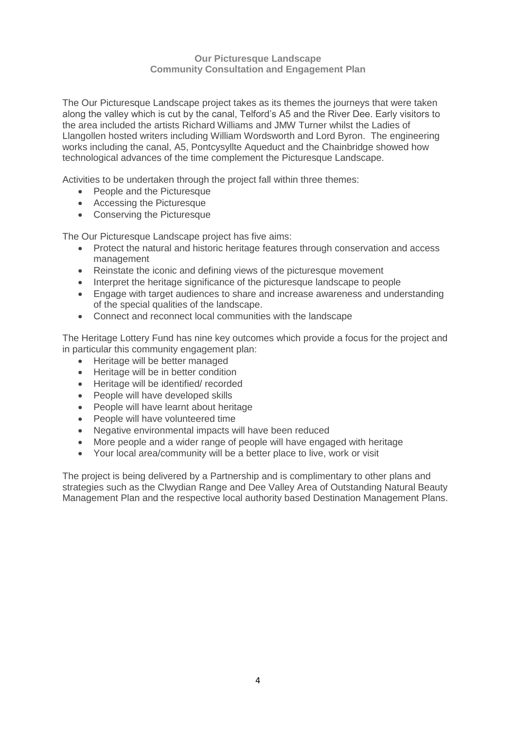**Our Picturesque Landscape**
**Community Consultation and Engagement Plan**

The Our Picturesque Landscape project takes as its themes the journeys that were taken along the valley which is cut by the canal, Telford's A5 and the River Dee. Early visitors to the area included the artists Richard Williams and JMW Turner whilst the Ladies of Llangollen hosted writers including William Wordsworth and Lord Byron. The engineering works including the canal, A5, Pontcysyllte Aqueduct and the Chainbridge showed how technological advances of the time complement the Picturesque Landscape.

Activities to be undertaken through the project fall within three themes:

- People and the Picturesque
- Accessing the Picturesque
- Conserving the Picturesque

The Our Picturesque Landscape project has five aims:

- Protect the natural and historic heritage features through conservation and access management
- Reinstate the iconic and defining views of the picturesque movement
- Interpret the heritage significance of the picturesque landscape to people
- Engage with target audiences to share and increase awareness and understanding of the special qualities of the landscape.
- Connect and reconnect local communities with the landscape

The Heritage Lottery Fund has nine key outcomes which provide a focus for the project and in particular this community engagement plan:

- Heritage will be better managed
- Heritage will be in better condition
- Heritage will be identified/ recorded
- People will have developed skills
- People will have learnt about heritage
- People will have volunteered time
- Negative environmental impacts will have been reduced
- More people and a wider range of people will have engaged with heritage
- Your local area/community will be a better place to live, work or visit

The project is being delivered by a Partnership and is complimentary to other plans and strategies such as the Clwydian Range and Dee Valley Area of Outstanding Natural Beauty Management Plan and the respective local authority based Destination Management Plans.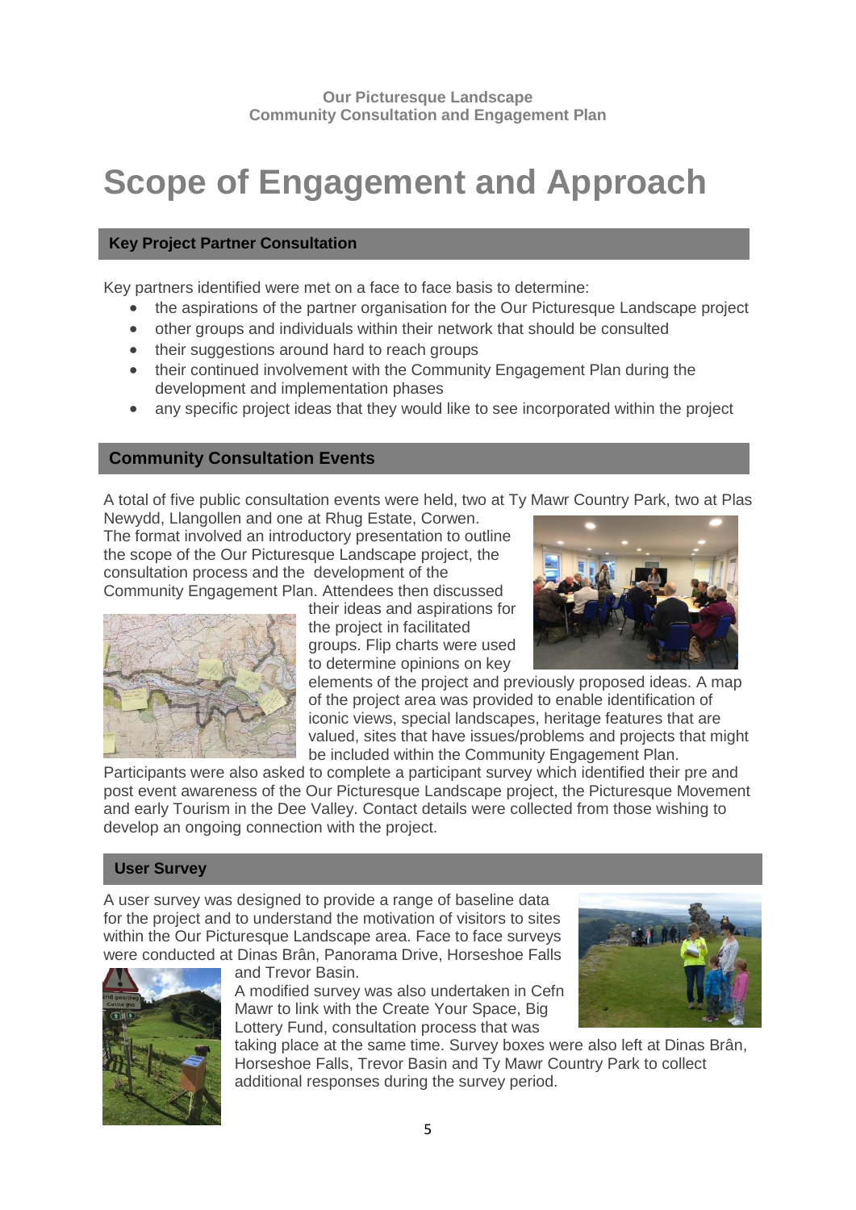# Scope of Engagement and Approach

## Key Project Partner Consultation

Key partners identified were met on a face to face basis to determine:

- the aspirations of the partner organisation for the Our Picturesque Landscape project
- other groups and individuals within their network that should be consulted
- their suggestions around hard to reach groups
- their continued involvement with the Community Engagement Plan during the development and implementation phases
- any specific project ideas that they would like to see incorporated within the project

## Community Consultation Events

A total of five public consultation events were held, two at Ty Mawr Country Park, two at Plas Newydd, Llangollen and one at Rhug Estate, Corwen.

The format involved an introductory presentation to outline the scope of the Our Picturesque Landscape project, the consultation process and the development of the Community Engagement Plan. Attendees then discussed their ideas and aspirations for the project in facilitated groups. Flip charts were used to determine opinions on key elements of the project and previously proposed ideas. A map of the project area was provided to enable identification of iconic views, special landscapes, heritage features that are valued, sites that have issues/problems and projects that might be included within the Community Engagement Plan.

Participants were also asked to complete a participant survey which identified their pre and post event awareness of the Our Picturesque Landscape project, the Picturesque Movement and early Tourism in the Dee Valley. Contact details were collected from those wishing to develop an ongoing connection with the project.

## User Survey

A user survey was designed to provide a range of baseline data for the project and to understand the motivation of visitors to sites within the Our Picturesque Landscape area. Face to face surveys were conducted at Dinas Brân, Panorama Drive, Horseshoe Falls and Trevor Basin.

A modified survey was also undertaken in Cefn Mawr to link with the Create Your Space, Big Lottery Fund, consultation process that was taking place at the same time. Survey boxes were also left at Dinas Brân, Horseshoe Falls, Trevor Basin and Ty Mawr Country Park to collect additional responses during the survey period.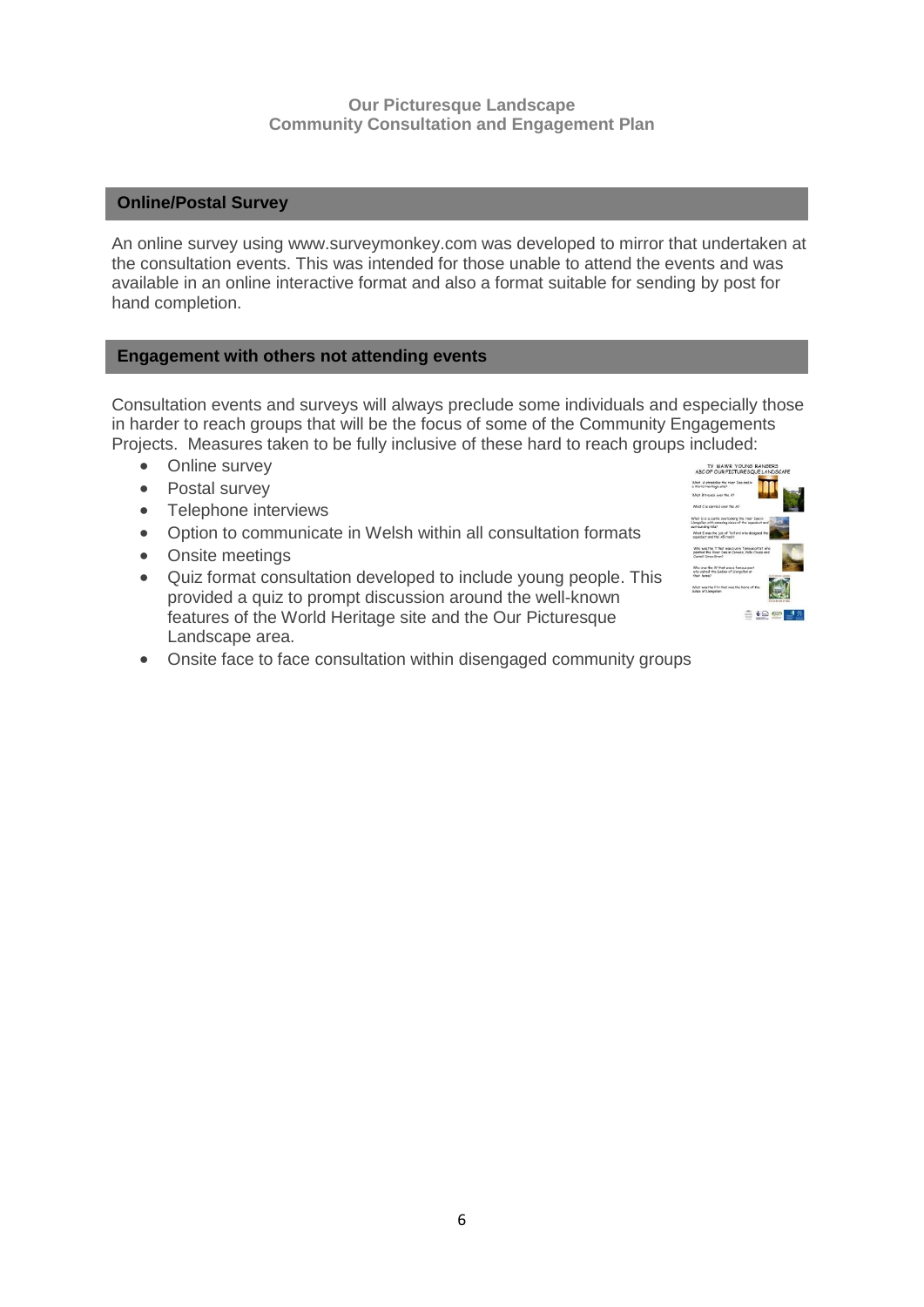## Online/Postal Survey

An online survey using www.surveymonkey.com was developed to mirror that undertaken at the consultation events. This was intended for those unable to attend the events and was available in an online interactive format and also a format suitable for sending by post for hand completion.

## Engagement with others not attending events

Consultation events and surveys will always preclude some individuals and especially those in harder to reach groups that will be the focus of some of the Community Engagements Projects. Measures taken to be fully inclusive of these hard to reach groups included:

- Online survey
- Postal survey
- Telephone interviews
- Option to communicate in Welsh within all consultation formats
- Onsite meetings
- Quiz format consultation developed to include young people. This provided a quiz to prompt discussion around the well-known features of the World Heritage site and the Our Picturesque Landscape area.
- Onsite face to face consultation within disengaged community groups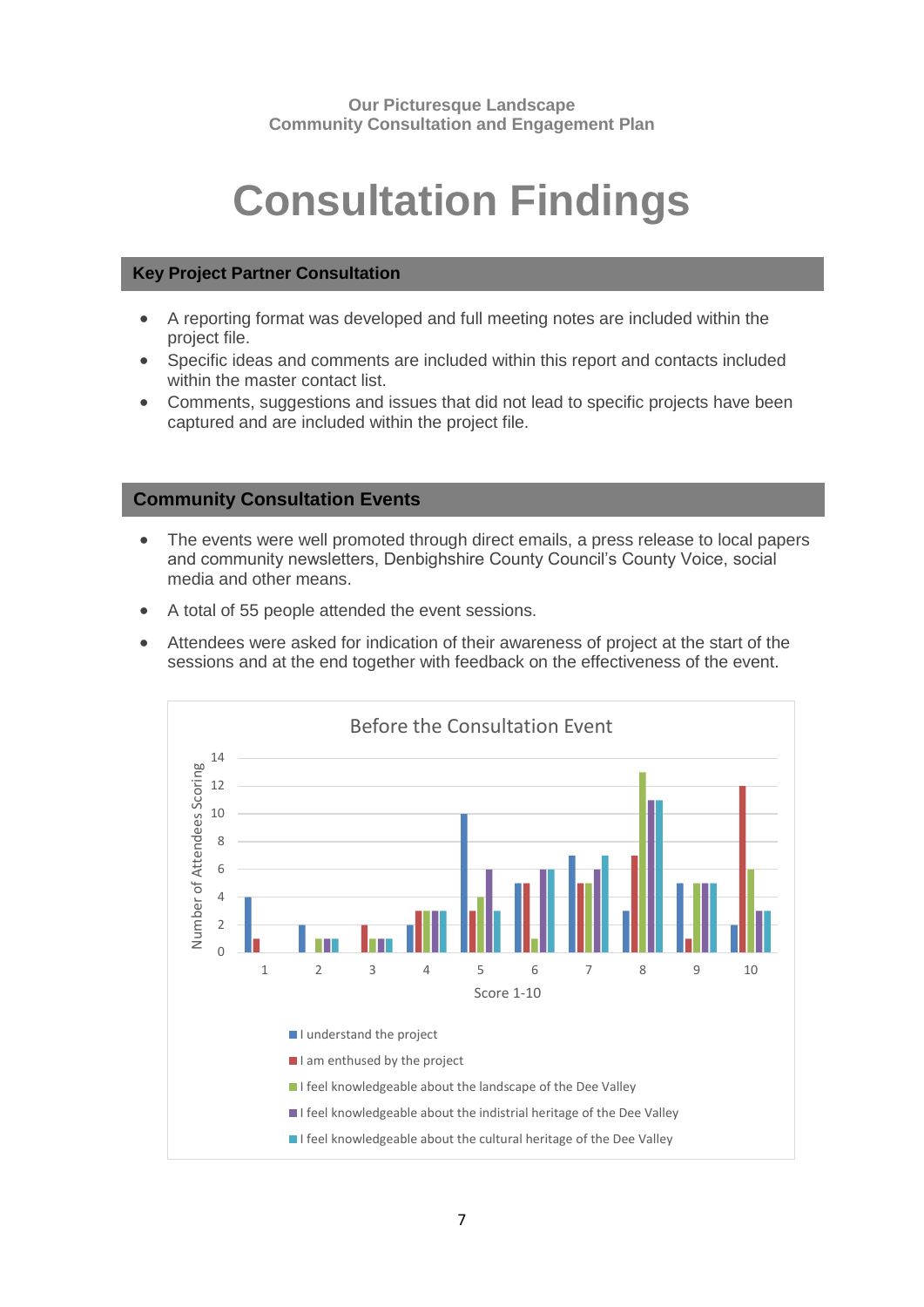Our Picturesque Landscape
Community Consultation and Engagement Plan

# Consultation Findings

## Key Project Partner Consultation

- A reporting format was developed and full meeting notes are included within the project file.
- Specific ideas and comments are included within this report and contacts included within the master contact list.
- Comments, suggestions and issues that did not lead to specific projects have been captured and are included within the project file.

## Community Consultation Events

- The events were well promoted through direct emails, a press release to local papers and community newsletters, Denbighshire County Council's County Voice, social media and other means.
- A total of 55 people attended the event sessions.
- Attendees were asked for indication of their awareness of project at the start of the sessions and at the end together with feedback on the effectiveness of the event.

**Before the Consultation Event**

Number of Attendees Scoring by Score 1-10

| Score 1-10 | I understand the project | I am enthused by the project | I feel knowledgeable about the landscape of the Dee Valley | I feel knowledgeable about the indistrial heritage of the Dee Valley | I feel knowledgeable about the cultural heritage of the Dee Valley |
|---|---|---|---|---|---|
| 1 | 4 | 1 | 0 | 0 | 0 |
| 2 | 2 | 0 | 1 | 1 | 1 |
| 3 | 0 | 2 | 1 | 1 | 1 |
| 4 | 2 | 3 | 3 | 3 | 3 |
| 5 | 10 | 3 | 4 | 6 | 3 |
| 6 | 5 | 5 | 1 | 6 | 6 |
| 7 | 7 | 5 | 5 | 6 | 7 |
| 8 | 3 | 7 | 13 | 11 | 11 |
| 9 | 5 | 1 | 5 | 5 | 5 |
| 10 | 2 | 12 | 6 | 3 | 3 |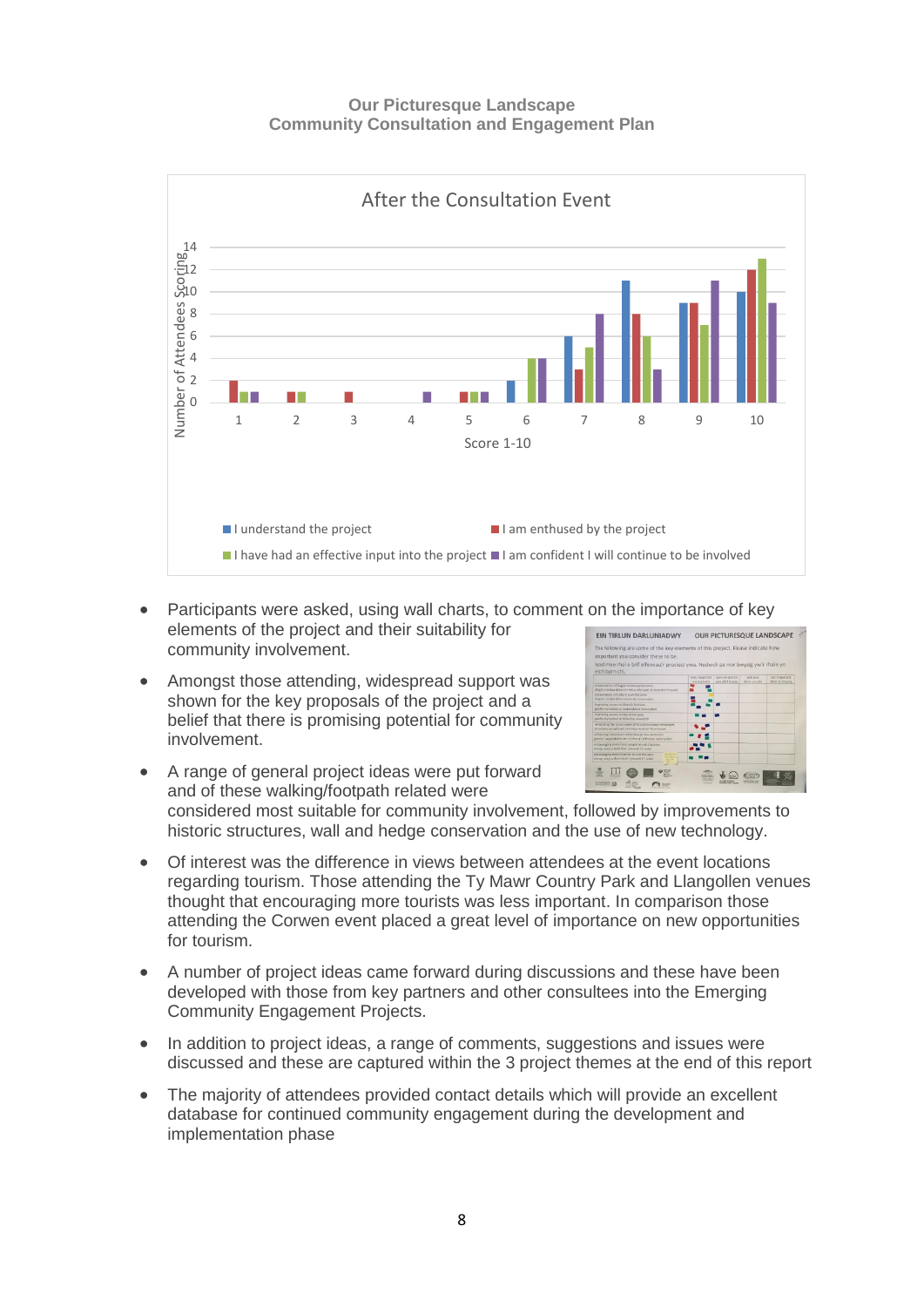## After the Consultation Event

| Score | I understand the project | I am enthused by the project | I have had an effective input into the project | I am confident I will continue to be involved |
|---|---|---|---|---|
| 1 | 0 | 2 | 1 | 1 |
| 2 | 0 | 1 | 1 | 0 |
| 3 | 0 | 1 | 0 | 0 |
| 4 | 0 | 0 | 0 | 1 |
| 5 | 0 | 1 | 1 | 1 |
| 6 | 2 | 0 | 4 | 4 |
| 7 | 6 | 3 | 5 | 8 |
| 8 | 11 | 8 | 6 | 3 |
| 9 | 9 | 9 | 7 | 11 |
| 10 | 10 | 12 | 13 | 9 |

Y-axis: Number of Attendees Scoring; X-axis: Score 1-10

- Participants were asked, using wall charts, to comment on the importance of key elements of the project and their suitability for community involvement.
- Amongst those attending, widespread support was shown for the key proposals of the project and a belief that there is promising potential for community involvement.
- A range of general project ideas were put forward and of these walking/footpath related were considered most suitable for community involvement, followed by improvements to historic structures, wall and hedge conservation and the use of new technology.
- Of interest was the difference in views between attendees at the event locations regarding tourism. Those attending the Ty Mawr Country Park and Llangollen venues thought that encouraging more tourists was less important. In comparison those attending the Corwen event placed a great level of importance on new opportunities for tourism.
- A number of project ideas came forward during discussions and these have been developed with those from key partners and other consultees into the Emerging Community Engagement Projects.
- In addition to project ideas, a range of comments, suggestions and issues were discussed and these are captured within the 3 project themes at the end of this report
- The majority of attendees provided contact details which will provide an excellent database for continued community engagement during the development and implementation phase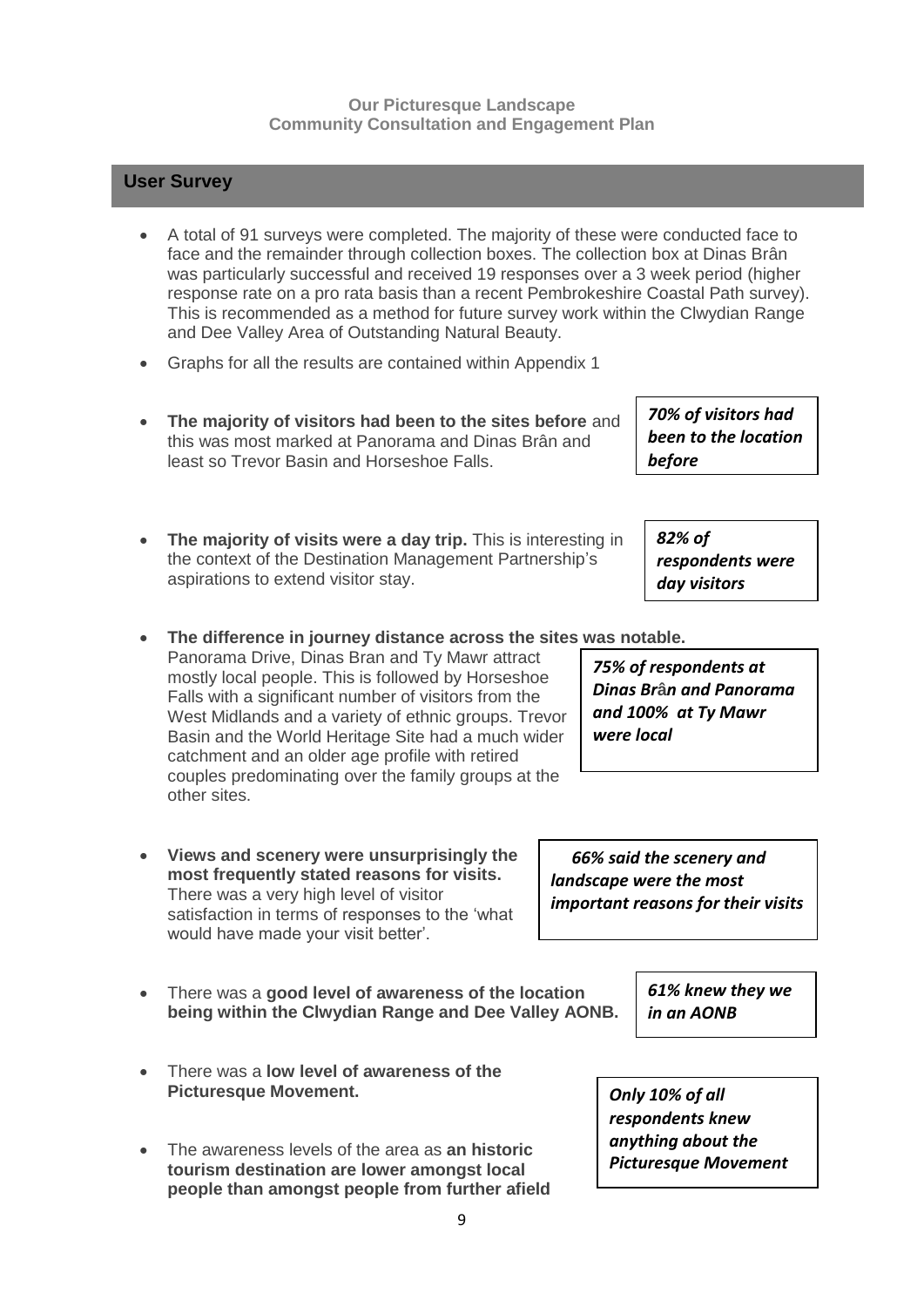## User Survey

- A total of 91 surveys were completed. The majority of these were conducted face to face and the remainder through collection boxes. The collection box at Dinas Brân was particularly successful and received 19 responses over a 3 week period (higher response rate on a pro rata basis than a recent Pembrokeshire Coastal Path survey). This is recommended as a method for future survey work within the Clwydian Range and Dee Valley Area of Outstanding Natural Beauty.

- Graphs for all the results are contained within Appendix 1

- **The majority of visitors had been to the sites before** and this was most marked at Panorama and Dinas Brân and least so Trevor Basin and Horseshoe Falls.

***70% of visitors had been to the location before***

- **The majority of visits were a day trip.** This is interesting in the context of the Destination Management Partnership's aspirations to extend visitor stay.

***82% of respondents were day visitors***

- **The difference in journey distance across the sites was notable.** Panorama Drive, Dinas Bran and Ty Mawr attract mostly local people. This is followed by Horseshoe Falls with a significant number of visitors from the West Midlands and a variety of ethnic groups. Trevor Basin and the World Heritage Site had a much wider catchment and an older age profile with retired couples predominating over the family groups at the other sites.

***75% of respondents at Dinas Brân and Panorama and 100% at Ty Mawr were local***

- **Views and scenery were unsurprisingly the most frequently stated reasons for visits.** There was a very high level of visitor satisfaction in terms of responses to the 'what would have made your visit better'.

***66% said the scenery and landscape were the most important reasons for their visits***

- There was a **good level of awareness of the location being within the Clwydian Range and Dee Valley AONB.**

***61% knew they we in an AONB***

- There was a **low level of awareness of the Picturesque Movement.**

- The awareness levels of the area as **an historic tourism destination are lower amongst local people than amongst people from further afield**

***Only 10% of all respondents knew anything about the Picturesque Movement***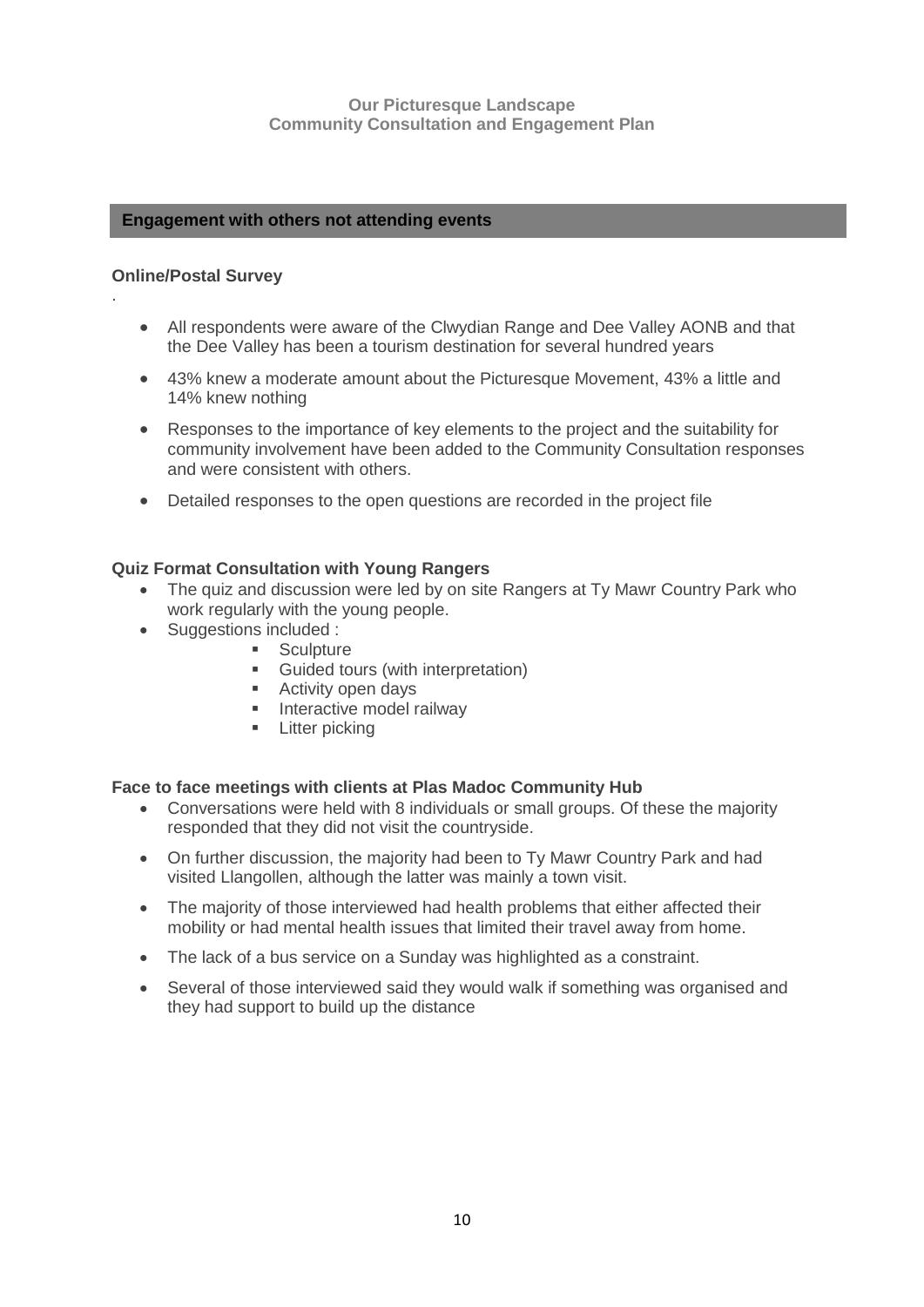## Engagement with others not attending events

### Online/Postal Survey

- All respondents were aware of the Clwydian Range and Dee Valley AONB and that the Dee Valley has been a tourism destination for several hundred years
- 43% knew a moderate amount about the Picturesque Movement, 43% a little and 14% knew nothing
- Responses to the importance of key elements to the project and the suitability for community involvement have been added to the Community Consultation responses and were consistent with others.
- Detailed responses to the open questions are recorded in the project file

### Quiz Format Consultation with Young Rangers

- The quiz and discussion were led by on site Rangers at Ty Mawr Country Park who work regularly with the young people.
- Suggestions included :
  - Sculpture
  - Guided tours (with interpretation)
  - Activity open days
  - Interactive model railway
  - Litter picking

### Face to face meetings with clients at Plas Madoc Community Hub

- Conversations were held with 8 individuals or small groups. Of these the majority responded that they did not visit the countryside.
- On further discussion, the majority had been to Ty Mawr Country Park and had visited Llangollen, although the latter was mainly a town visit.
- The majority of those interviewed had health problems that either affected their mobility or had mental health issues that limited their travel away from home.
- The lack of a bus service on a Sunday was highlighted as a constraint.
- Several of those interviewed said they would walk if something was organised and they had support to build up the distance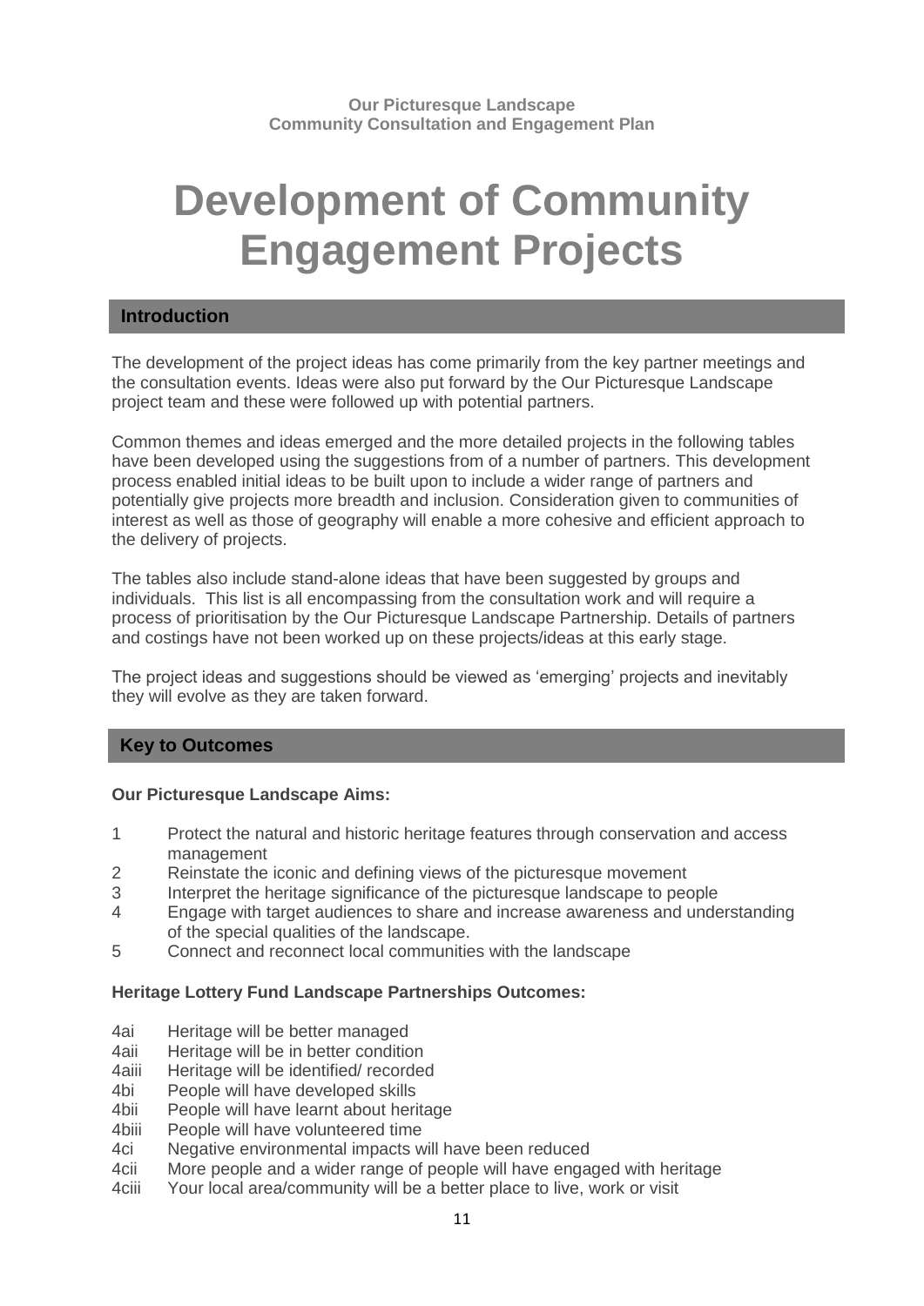# Development of Community Engagement Projects

## Introduction

The development of the project ideas has come primarily from the key partner meetings and the consultation events. Ideas were also put forward by the Our Picturesque Landscape project team and these were followed up with potential partners.

Common themes and ideas emerged and the more detailed projects in the following tables have been developed using the suggestions from of a number of partners. This development process enabled initial ideas to be built upon to include a wider range of partners and potentially give projects more breadth and inclusion. Consideration given to communities of interest as well as those of geography will enable a more cohesive and efficient approach to the delivery of projects.

The tables also include stand-alone ideas that have been suggested by groups and individuals. This list is all encompassing from the consultation work and will require a process of prioritisation by the Our Picturesque Landscape Partnership. Details of partners and costings have not been worked up on these projects/ideas at this early stage.

The project ideas and suggestions should be viewed as 'emerging' projects and inevitably they will evolve as they are taken forward.

## Key to Outcomes

**Our Picturesque Landscape Aims:**

1. Protect the natural and historic heritage features through conservation and access management
2. Reinstate the iconic and defining views of the picturesque movement
3. Interpret the heritage significance of the picturesque landscape to people
4. Engage with target audiences to share and increase awareness and understanding of the special qualities of the landscape.
5. Connect and reconnect local communities with the landscape

**Heritage Lottery Fund Landscape Partnerships Outcomes:**

- 4ai Heritage will be better managed
- 4aii Heritage will be in better condition
- 4aiii Heritage will be identified/ recorded
- 4bi People will have developed skills
- 4bii People will have learnt about heritage
- 4biii People will have volunteered time
- 4ci Negative environmental impacts will have been reduced
- 4cii More people and a wider range of people will have engaged with heritage
- 4ciii Your local area/community will be a better place to live, work or visit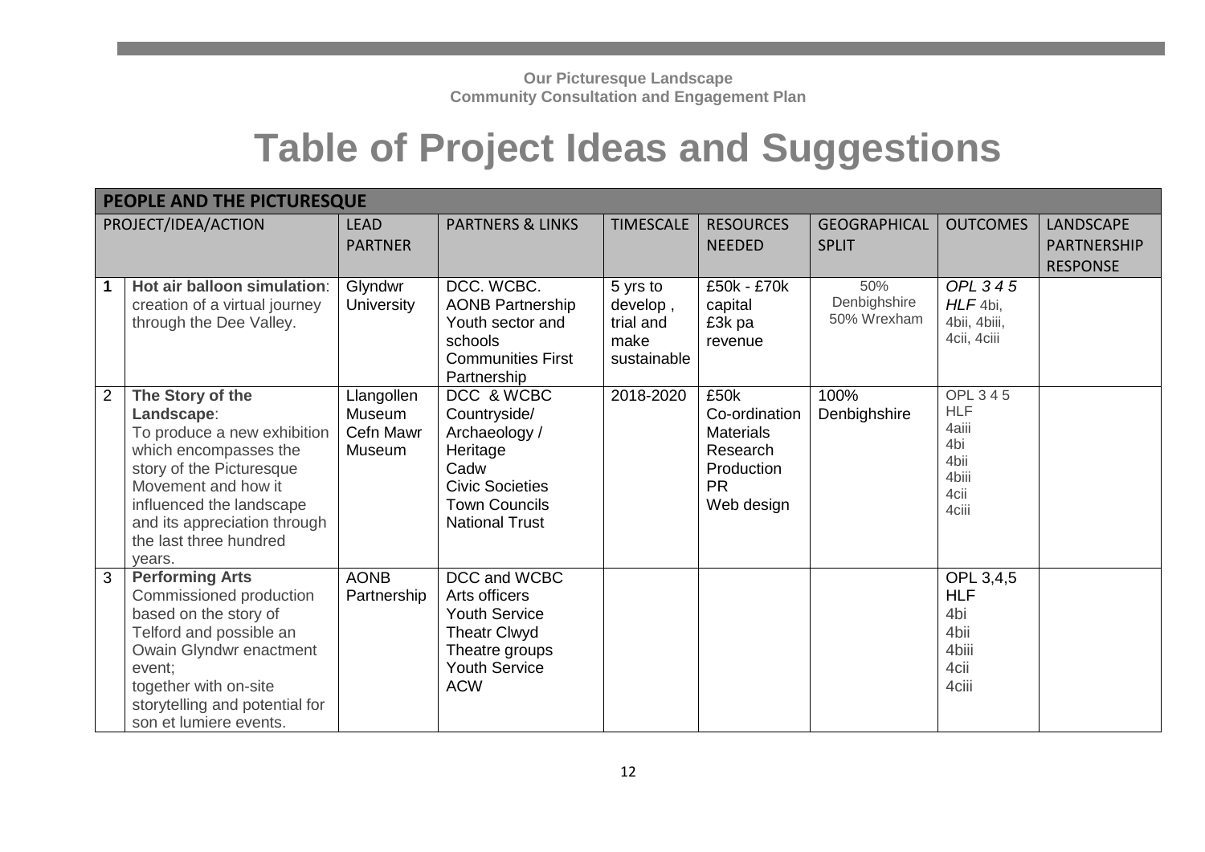**Our Picturesque Landscape**
**Community Consultation and Engagement Plan**

# Table of Project Ideas and Suggestions

| PEOPLE AND THE PICTURESQUE | | | | | | | | |
|---|---|---|---|---|---|---|---|---|
| PROJECT/IDEA/ACTION | | LEAD PARTNER | PARTNERS & LINKS | TIMESCALE | RESOURCES NEEDED | GEOGRAPHICAL SPLIT | OUTCOMES | LANDSCAPE PARTNERSHIP RESPONSE |
| **1** | **Hot air balloon simulation**: creation of a virtual journey through the Dee Valley. | Glyndwr University | DCC. WCBC.<br>AONB Partnership<br>Youth sector and schools<br>Communities First Partnership | 5 yrs to develop , trial and make sustainable | £50k - £70k capital<br>£3k pa revenue | 50% Denbighshire<br>50% Wrexham | *OPL 3 4 5*<br>*HLF* 4bi, 4bii, 4biii, 4cii, 4ciii | |
| 2 | **The Story of the Landscape**:<br>To produce a new exhibition which encompasses the story of the Picturesque Movement and how it influenced the landscape and its appreciation through the last three hundred years. | Llangollen Museum<br>Cefn Mawr Museum | DCC & WCBC Countryside/ Archaeology / Heritage<br>Cadw<br>Civic Societies<br>Town Councils<br>National Trust | 2018-2020 | £50k<br>Co-ordination<br>Materials<br>Research<br>Production<br>PR<br>Web design | 100% Denbighshire | OPL 3 4 5<br>HLF<br>4aiii<br>4bi<br>4bii<br>4biii<br>4cii<br>4ciii | |
| 3 | **Performing Arts**<br>Commissioned production based on the story of Telford and possible an Owain Glyndwr enactment event;<br>together with on-site storytelling and potential for son et lumiere events. | AONB Partnership | DCC and WCBC Arts officers<br>Youth Service<br>Theatr Clwyd<br>Theatre groups<br>Youth Service<br>ACW | | | | OPL 3,4,5<br>HLF<br>4bi<br>4bii<br>4biii<br>4cii<br>4ciii | |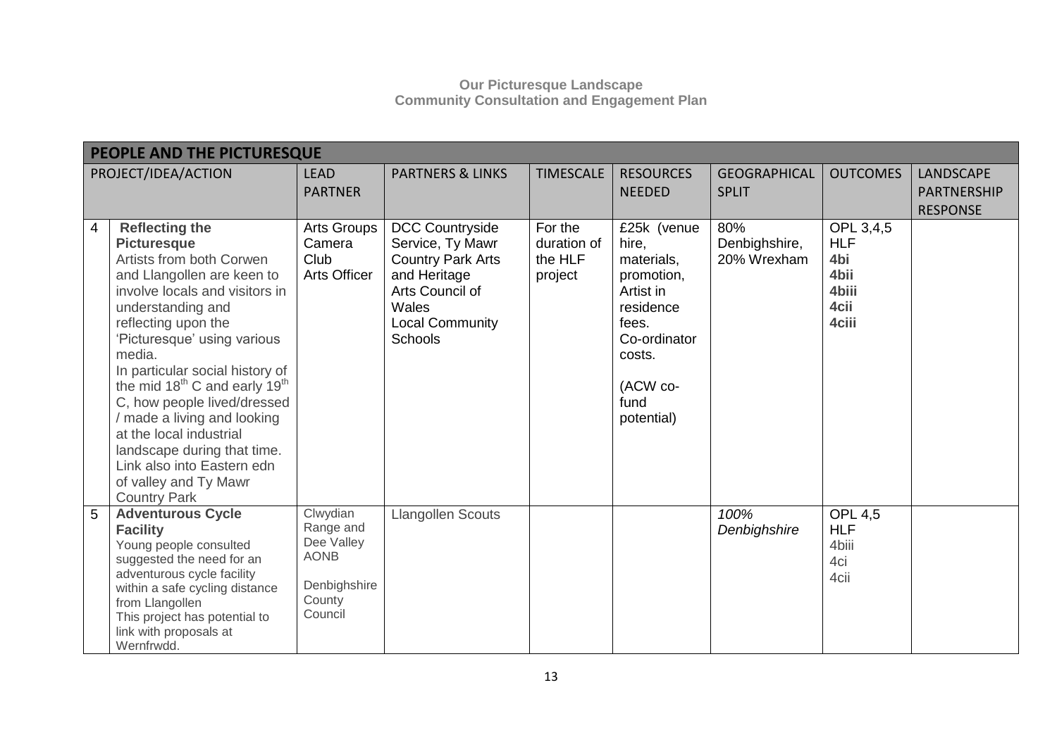**Our Picturesque Landscape**
**Community Consultation and Engagement Plan**

| PEOPLE AND THE PICTURESQUE | | | | | | | | |
|---|---|---|---|---|---|---|---|---|
| PROJECT/IDEA/ACTION | | LEAD PARTNER | PARTNERS & LINKS | TIMESCALE | RESOURCES NEEDED | GEOGRAPHICAL SPLIT | OUTCOMES | LANDSCAPE PARTNERSHIP RESPONSE |
| 4 | **Reflecting the Picturesque** Artists from both Corwen and Llangollen are keen to involve locals and visitors in understanding and reflecting upon the 'Picturesque' using various media. In particular social history of the mid 18th C and early 19th C, how people lived/dressed / made a living and looking at the local industrial landscape during that time. Link also into Eastern edn of valley and Ty Mawr Country Park | Arts Groups Camera Club Arts Officer | DCC Countryside Service, Ty Mawr Country Park Arts and Heritage Arts Council of Wales Local Community Schools | For the duration of the HLF project | £25k (venue hire, materials, promotion, Artist in residence fees. Co-ordinator costs. (ACW co-fund potential) | 80% Denbighshire, 20% Wrexham | OPL 3,4,5 **HLF** **4bi** **4bii** **4biii** **4cii** **4ciii** | |
| 5 | **Adventurous Cycle Facility** Young people consulted suggested the need for an adventurous cycle facility within a safe cycling distance from Llangollen This project has potential to link with proposals at Wernfrwdd. | Clwydian Range and Dee Valley AONB Denbighshire County Council | Llangollen Scouts | | | *100% Denbighshire* | OPL 4,5 HLF 4biii 4ci 4cii | |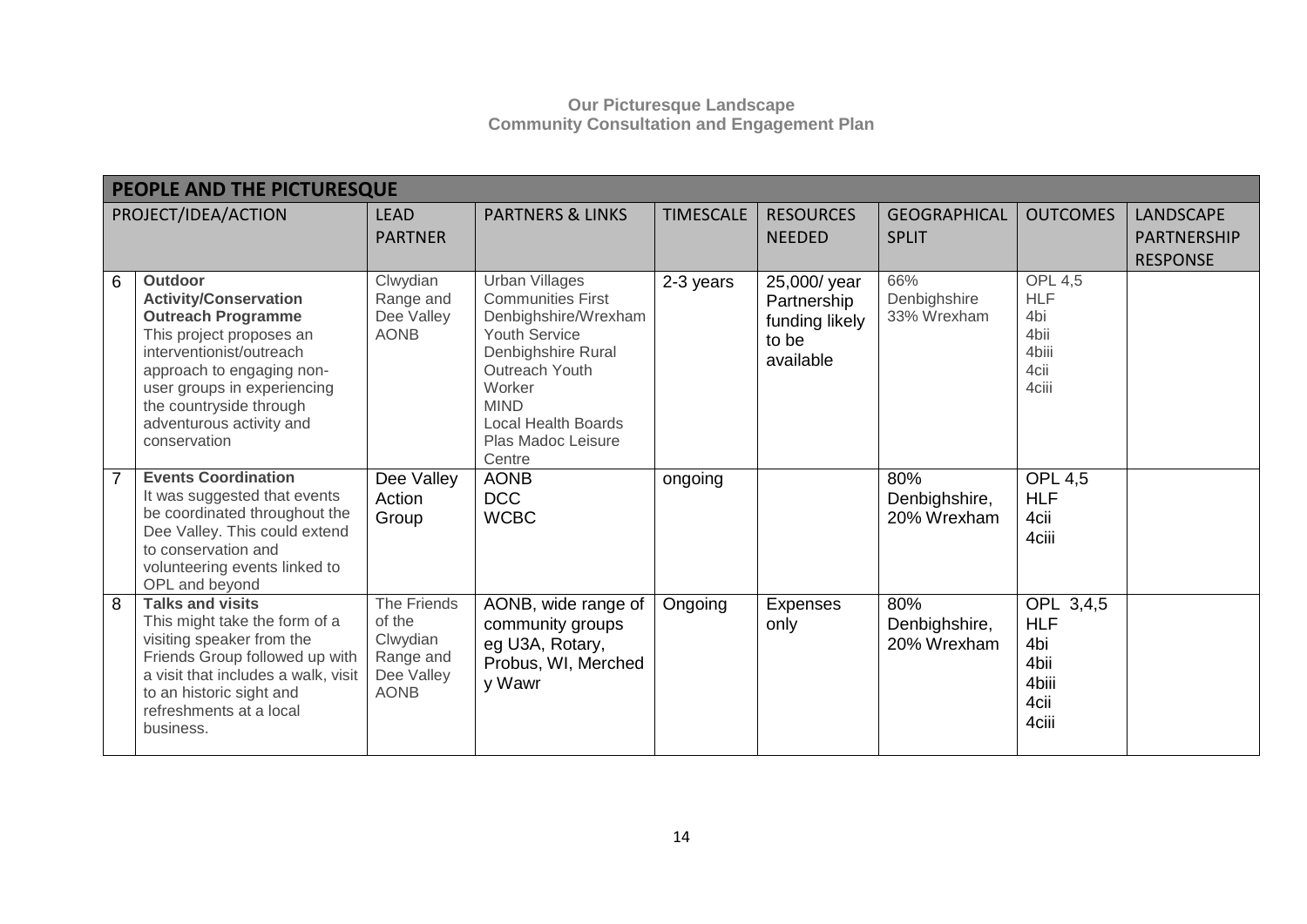**Our Picturesque Landscape**
**Community Consultation and Engagement Plan**

| PEOPLE AND THE PICTURESQUE | | | | | | | | |
|---|---|---|---|---|---|---|---|---|
| PROJECT/IDEA/ACTION | | LEAD PARTNER | PARTNERS & LINKS | TIMESCALE | RESOURCES NEEDED | GEOGRAPHICAL SPLIT | OUTCOMES | LANDSCAPE PARTNERSHIP RESPONSE |
| 6 | **Outdoor Activity/Conservation Outreach Programme** This project proposes an interventionist/outreach approach to engaging non-user groups in experiencing the countryside through adventurous activity and conservation | Clwydian Range and Dee Valley AONB | Urban Villages<br>Communities First Denbighshire/Wrexham Youth Service<br>Denbighshire Rural Outreach Youth Worker<br>MIND<br>Local Health Boards<br>Plas Madoc Leisure Centre | 2-3 years | 25,000/ year Partnership funding likely to be available | 66% Denbighshire 33% Wrexham | OPL 4,5<br>HLF<br>4bi<br>4bii<br>4biii<br>4cii<br>4ciii | |
| 7 | **Events Coordination** It was suggested that events be coordinated throughout the Dee Valley. This could extend to conservation and volunteering events linked to OPL and beyond | Dee Valley Action Group | AONB<br>DCC<br>WCBC | ongoing | | 80% Denbighshire, 20% Wrexham | OPL 4,5<br>HLF<br>4cii<br>4ciii | |
| 8 | **Talks and visits** This might take the form of a visiting speaker from the Friends Group followed up with a visit that includes a walk, visit to an historic sight and refreshments at a local business. | The Friends of the Clwydian Range and Dee Valley AONB | AONB, wide range of community groups eg U3A, Rotary, Probus, WI, Merched y Wawr | Ongoing | Expenses only | 80% Denbighshire, 20% Wrexham | OPL 3,4,5<br>HLF<br>4bi<br>4bii<br>4biii<br>4cii<br>4ciii | |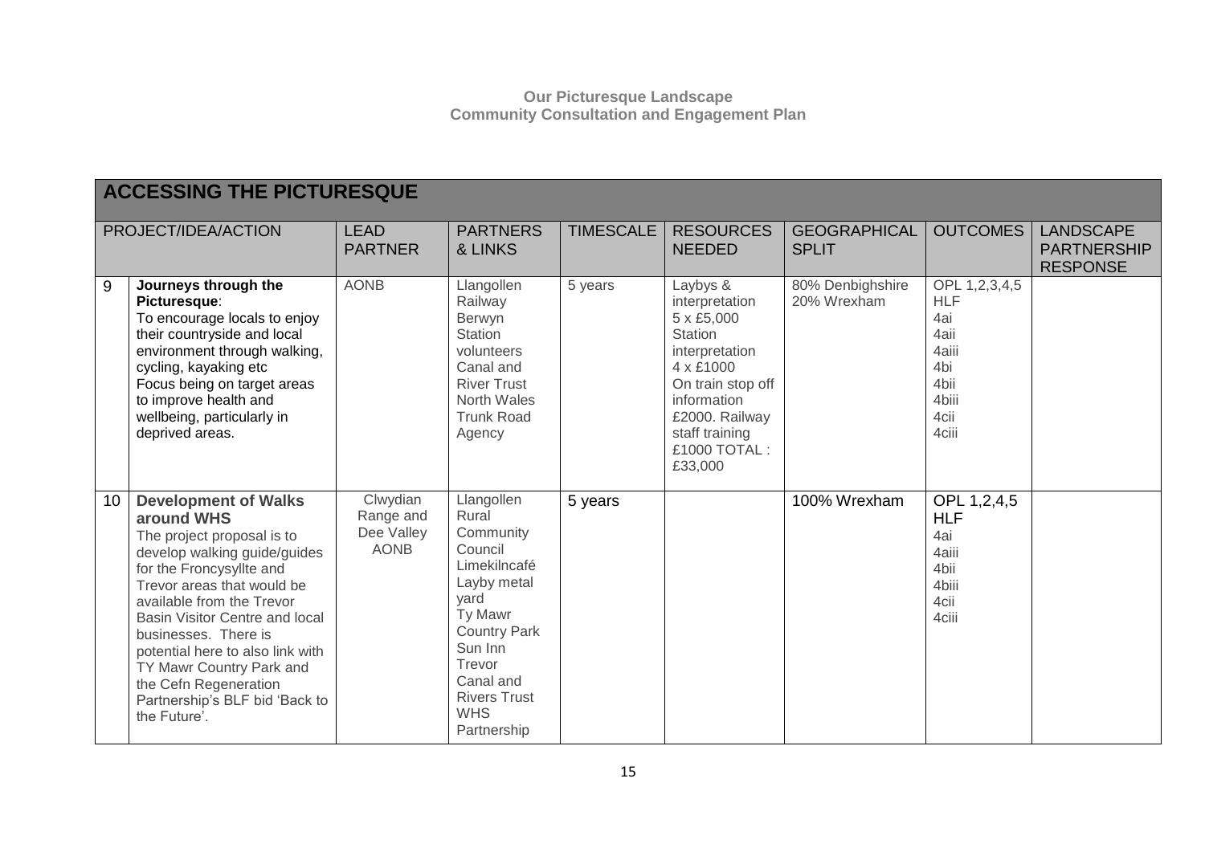**Our Picturesque Landscape**
**Community Consultation and Engagement Plan**

| ACCESSING THE PICTURESQUE | | | | | | | | |
|---|---|---|---|---|---|---|---|---|
| PROJECT/IDEA/ACTION | | LEAD PARTNER | PARTNERS & LINKS | TIMESCALE | RESOURCES NEEDED | GEOGRAPHICAL SPLIT | OUTCOMES | LANDSCAPE PARTNERSHIP RESPONSE |
| 9 | **Journeys through the Picturesque**: To encourage locals to enjoy their countryside and local environment through walking, cycling, kayaking etc Focus being on target areas to improve health and wellbeing, particularly in deprived areas. | AONB | Llangollen Railway Berwyn Station volunteers Canal and River Trust North Wales Trunk Road Agency | 5 years | Laybys & interpretation 5 x £5,000 Station interpretation 4 x £1000 On train stop off information £2000. Railway staff training £1000 TOTAL : £33,000 | 80% Denbighshire 20% Wrexham | OPL 1,2,3,4,5 HLF 4ai 4aii 4aiii 4bi 4bii 4biii 4cii 4ciii | |
| 10 | **Development of Walks around WHS** The project proposal is to develop walking guide/guides for the Froncysyllte and Trevor areas that would be available from the Trevor Basin Visitor Centre and local businesses. There is potential here to also link with TY Mawr Country Park and the Cefn Regeneration Partnership's BLF bid 'Back to the Future'. | Clwydian Range and Dee Valley AONB | Llangollen Rural Community Council Limekilncafé Layby metal yard Ty Mawr Country Park Sun Inn Trevor Canal and Rivers Trust WHS Partnership | 5 years | | 100% Wrexham | OPL 1,2,4,5 HLF 4ai 4aiii 4bii 4biii 4cii 4ciii | |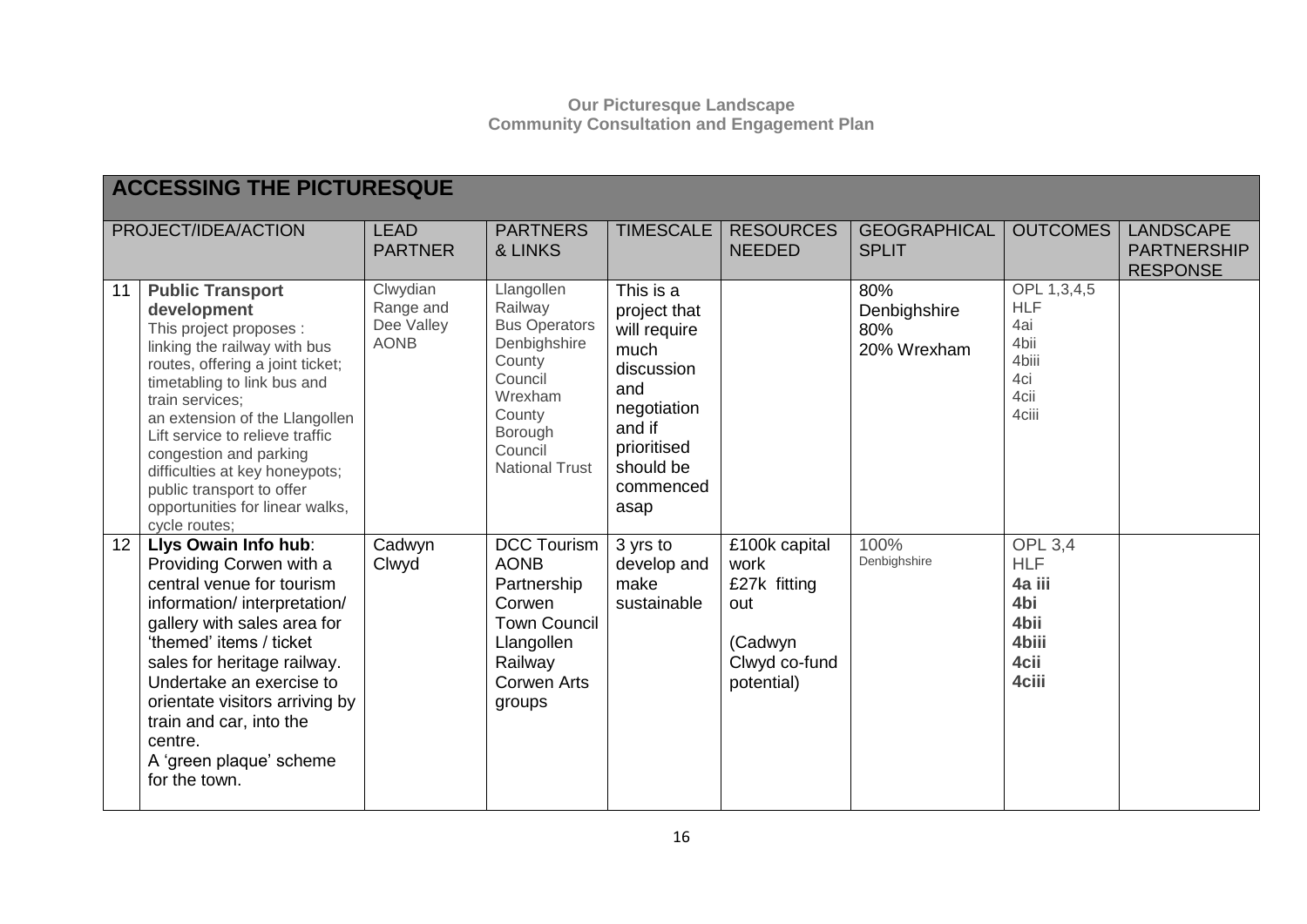Our Picturesque Landscape
Community Consultation and Engagement Plan

## ACCESSING THE PICTURESQUE

| | PROJECT/IDEA/ACTION | LEAD PARTNER | PARTNERS & LINKS | TIMESCALE | RESOURCES NEEDED | GEOGRAPHICAL SPLIT | OUTCOMES | LANDSCAPE PARTNERSHIP RESPONSE |
|---|---|---|---|---|---|---|---|---|
| 11 | **Public Transport development**<br>This project proposes :<br>linking the railway with bus routes, offering a joint ticket; timetabling to link bus and train services;<br>an extension of the Llangollen Lift service to relieve traffic congestion and parking difficulties at key honeypots; public transport to offer opportunities for linear walks, cycle routes; | Clwydian Range and Dee Valley AONB | Llangollen Railway<br>Bus Operators<br>Denbighshire County Council<br>Wrexham County Borough Council<br>National Trust | This is a project that will require much discussion and negotiation and if prioritised should be commenced asap | | 80% Denbighshire<br>80%<br>20% Wrexham | OPL 1,3,4,5<br>HLF<br>4ai<br>4bii<br>4biii<br>4ci<br>4cii<br>4ciii | |
| 12 | **Llys Owain Info hub**:<br>Providing Corwen with a central venue for tourism information/ interpretation/ gallery with sales area for 'themed' items / ticket sales for heritage railway.<br>Undertake an exercise to orientate visitors arriving by train and car, into the centre.<br>A 'green plaque' scheme for the town. | Cadwyn Clwyd | DCC Tourism<br>AONB Partnership<br>Corwen Town Council<br>Llangollen Railway<br>Corwen Arts groups | 3 yrs to develop and make sustainable | £100k capital work<br>£27k fitting out<br><br>(Cadwyn Clwyd co-fund potential) | 100% Denbighshire | OPL 3,4<br>HLF<br>**4a iii**<br>**4bi**<br>**4bii**<br>**4biii**<br>**4cii**<br>**4ciii** | |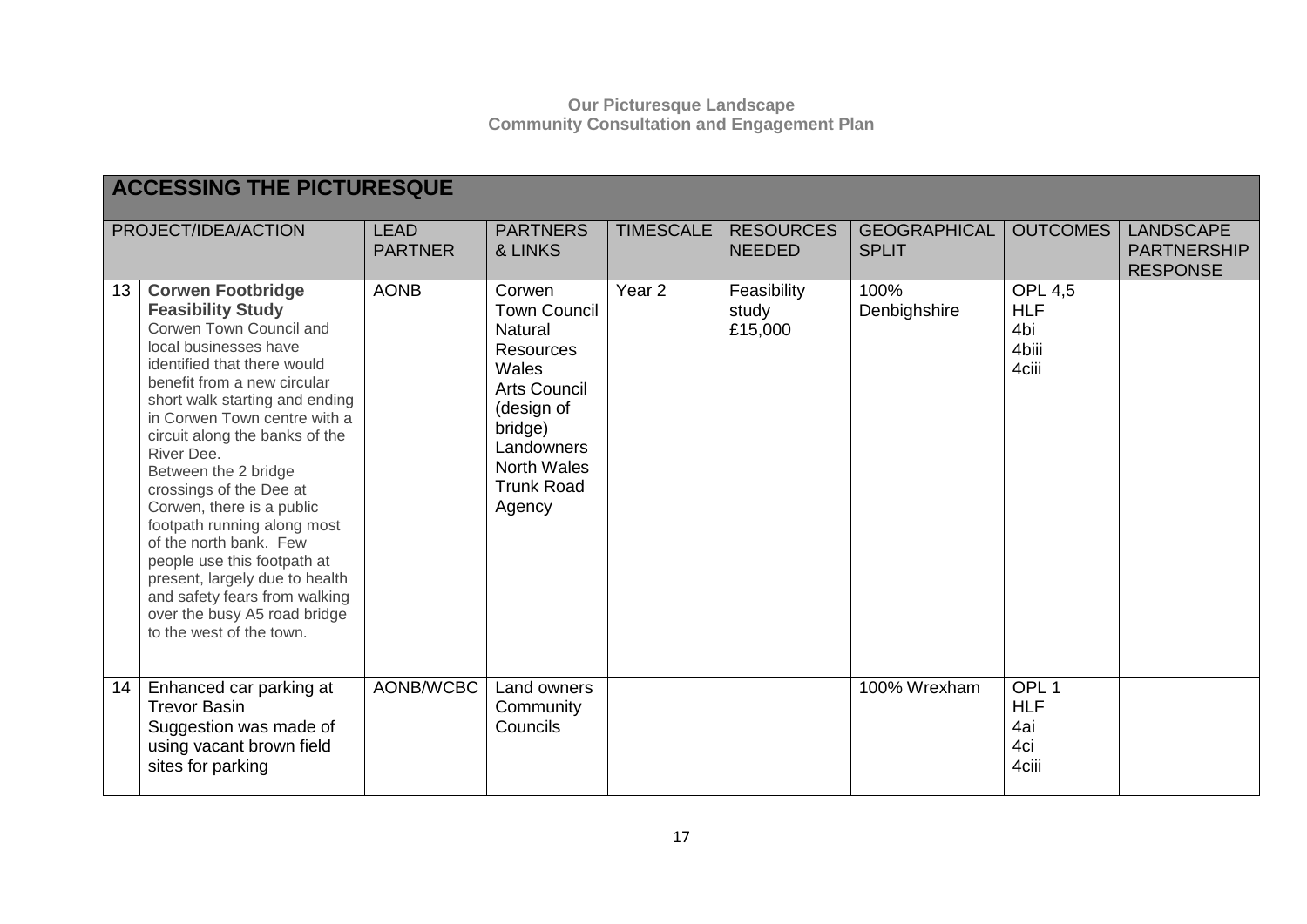**Our Picturesque Landscape**
**Community Consultation and Engagement Plan**

## ACCESSING THE PICTURESQUE

| | PROJECT/IDEA/ACTION | LEAD PARTNER | PARTNERS & LINKS | TIMESCALE | RESOURCES NEEDED | GEOGRAPHICAL SPLIT | OUTCOMES | LANDSCAPE PARTNERSHIP RESPONSE |
|---|---|---|---|---|---|---|---|---|
| 13 | **Corwen Footbridge Feasibility Study** Corwen Town Council and local businesses have identified that there would benefit from a new circular short walk starting and ending in Corwen Town centre with a circuit along the banks of the River Dee. Between the 2 bridge crossings of the Dee at Corwen, there is a public footpath running along most of the north bank. Few people use this footpath at present, largely due to health and safety fears from walking over the busy A5 road bridge to the west of the town. | AONB | Corwen Town Council Natural Resources Wales Arts Council (design of bridge) Landowners North Wales Trunk Road Agency | Year 2 | Feasibility study £15,000 | 100% Denbighshire | OPL 4,5 HLF 4bi 4biii 4ciii | |
| 14 | Enhanced car parking at Trevor Basin Suggestion was made of using vacant brown field sites for parking | AONB/WCBC | Land owners Community Councils | | | 100% Wrexham | OPL 1 HLF 4ai 4ci 4ciii | |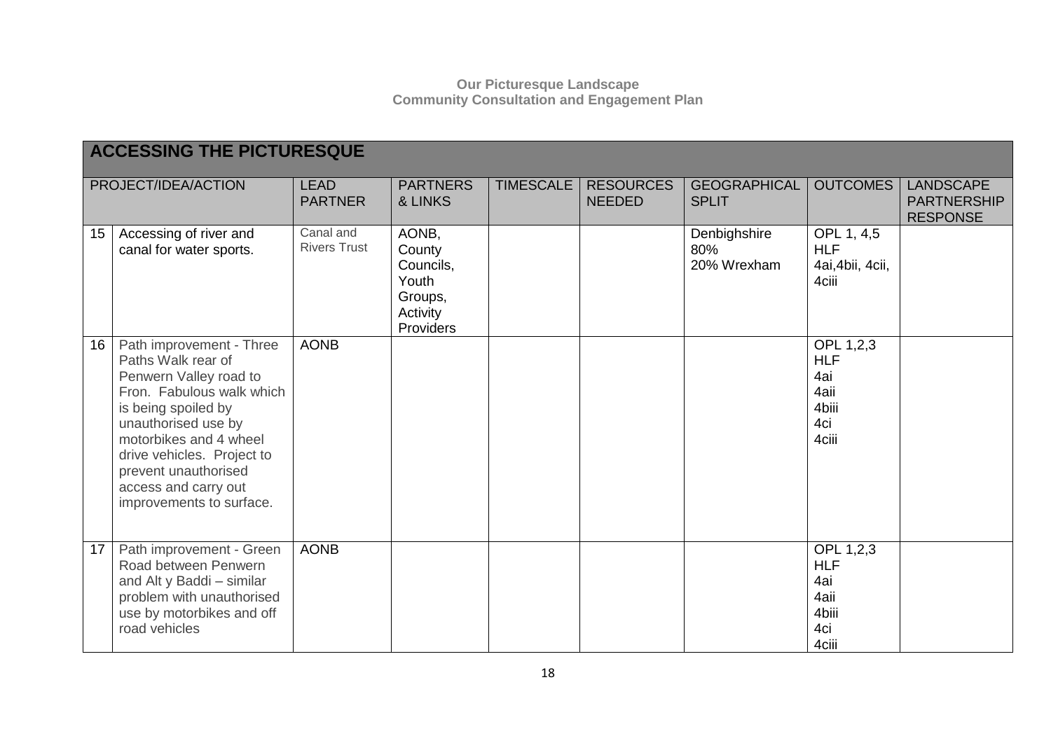**Our Picturesque Landscape**
**Community Consultation and Engagement Plan**

## ACCESSING THE PICTURESQUE

| | PROJECT/IDEA/ACTION | LEAD PARTNER | PARTNERS & LINKS | TIMESCALE | RESOURCES NEEDED | GEOGRAPHICAL SPLIT | OUTCOMES | LANDSCAPE PARTNERSHIP RESPONSE |
|---|---|---|---|---|---|---|---|---|
| 15 | Accessing of river and canal for water sports. | Canal and Rivers Trust | AONB, County Councils, Youth Groups, Activity Providers | | | Denbighshire 80% 20% Wrexham | OPL 1, 4,5 HLF 4ai,4bii, 4cii, 4ciii | |
| 16 | Path improvement - Three Paths Walk rear of Penwern Valley road to Fron. Fabulous walk which is being spoiled by unauthorised use by motorbikes and 4 wheel drive vehicles. Project to prevent unauthorised access and carry out improvements to surface. | AONB | | | | | OPL 1,2,3 HLF 4ai 4aii 4biii 4ci 4ciii | |
| 17 | Path improvement - Green Road between Penwern and Alt y Baddi – similar problem with unauthorised use by motorbikes and off road vehicles | AONB | | | | | OPL 1,2,3 HLF 4ai 4aii 4biii 4ci 4ciii | |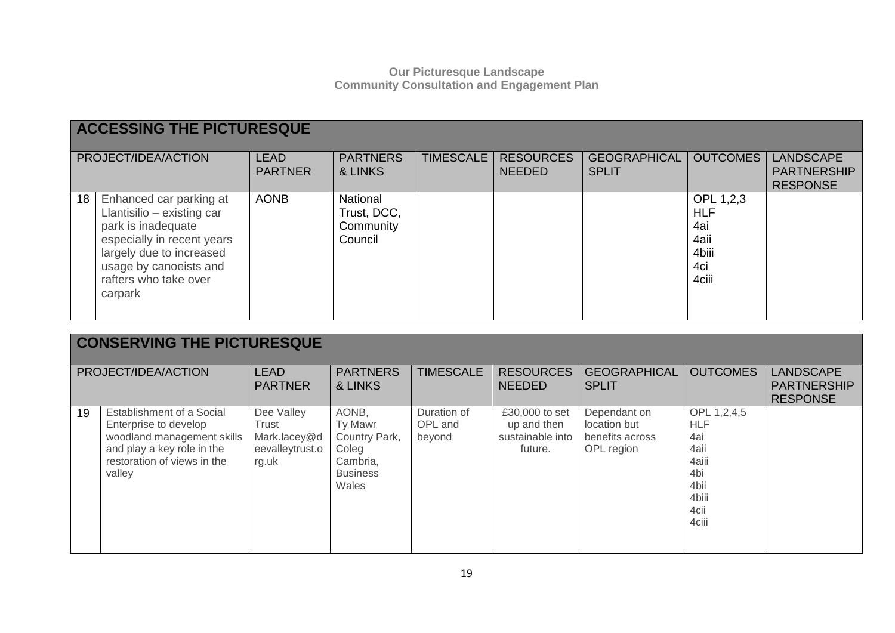**Our Picturesque Landscape**
**Community Consultation and Engagement Plan**

## ACCESSING THE PICTURESQUE

| | PROJECT/IDEA/ACTION | LEAD PARTNER | PARTNERS & LINKS | TIMESCALE | RESOURCES NEEDED | GEOGRAPHICAL SPLIT | OUTCOMES | LANDSCAPE PARTNERSHIP RESPONSE |
|---|---|---|---|---|---|---|---|---|
| 18 | Enhanced car parking at Llantisilio – existing car park is inadequate especially in recent years largely due to increased usage by canoeists and rafters who take over carpark | AONB | National Trust, DCC, Community Council | | | | OPL 1,2,3 HLF 4ai 4aii 4biii 4ci 4ciii | |

## CONSERVING THE PICTURESQUE

| | PROJECT/IDEA/ACTION | LEAD PARTNER | PARTNERS & LINKS | TIMESCALE | RESOURCES NEEDED | GEOGRAPHICAL SPLIT | OUTCOMES | LANDSCAPE PARTNERSHIP RESPONSE |
|---|---|---|---|---|---|---|---|---|
| 19 | Establishment of a Social Enterprise to develop woodland management skills and play a key role in the restoration of views in the valley | Dee Valley Trust Mark.lacey@deevalleytrust.org.uk | AONB, Ty Mawr Country Park, Coleg Cambria, Business Wales | Duration of OPL and beyond | £30,000 to set up and then sustainable into future. | Dependant on location but benefits across OPL region | OPL 1,2,4,5 HLF 4ai 4aii 4aiii 4bi 4bii 4biii 4cii 4ciii | |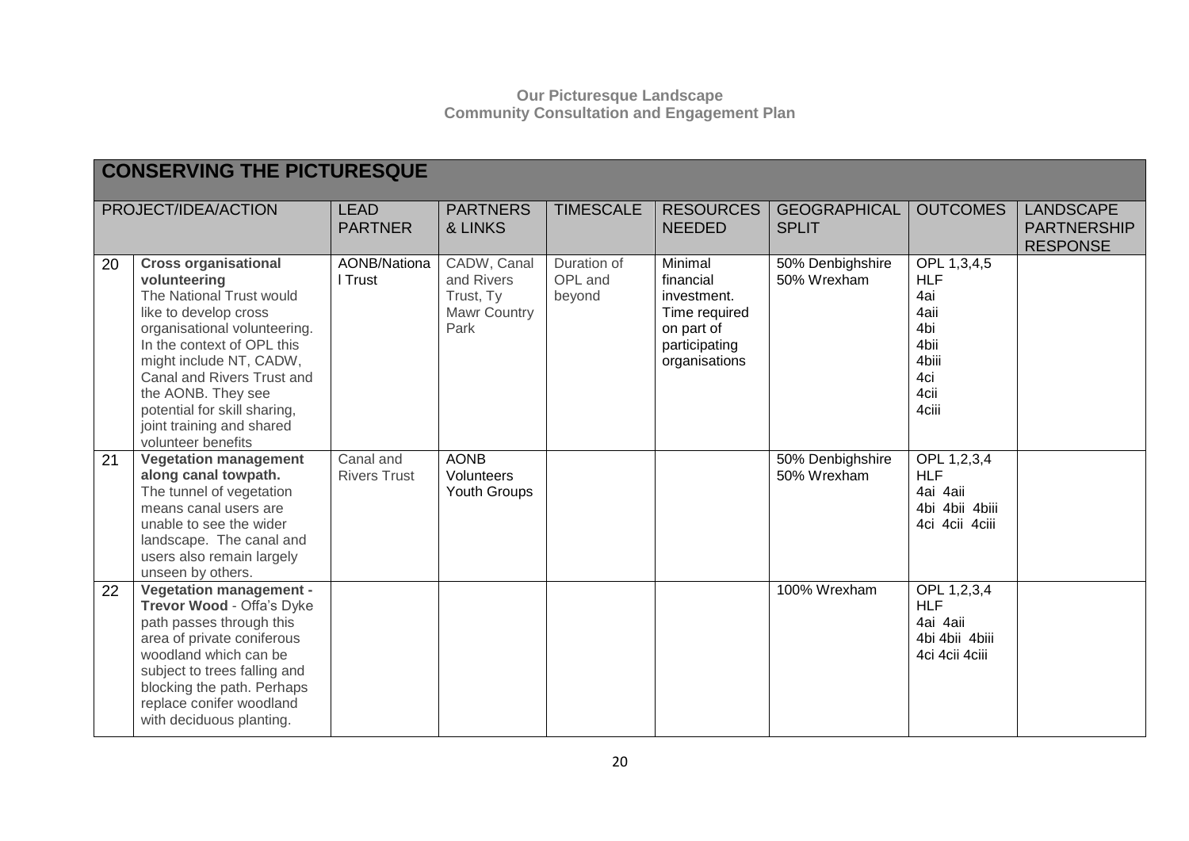## CONSERVING THE PICTURESQUE

| | PROJECT/IDEA/ACTION | LEAD PARTNER | PARTNERS & LINKS | TIMESCALE | RESOURCES NEEDED | GEOGRAPHICAL SPLIT | OUTCOMES | LANDSCAPE PARTNERSHIP RESPONSE |
|---|---|---|---|---|---|---|---|---|
| 20 | **Cross organisational volunteering** The National Trust would like to develop cross organisational volunteering. In the context of OPL this might include NT, CADW, Canal and Rivers Trust and the AONB. They see potential for skill sharing, joint training and shared volunteer benefits | AONB/National Trust | CADW, Canal and Rivers Trust, Ty Mawr Country Park | Duration of OPL and beyond | Minimal financial investment. Time required on part of participating organisations | 50% Denbighshire 50% Wrexham | OPL 1,3,4,5 HLF 4ai 4aii 4bi 4bii 4biii 4ci 4cii 4ciii | |
| 21 | **Vegetation management along canal towpath.** The tunnel of vegetation means canal users are unable to see the wider landscape. The canal and users also remain largely unseen by others. | Canal and Rivers Trust | AONB Volunteers Youth Groups | | | 50% Denbighshire 50% Wrexham | OPL 1,2,3,4 HLF 4ai 4aii 4bi 4bii 4biii 4ci 4cii 4ciii | |
| 22 | **Vegetation management - Trevor Wood** - Offa's Dyke path passes through this area of private coniferous woodland which can be subject to trees falling and blocking the path. Perhaps replace conifer woodland with deciduous planting. | | | | | 100% Wrexham | OPL 1,2,3,4 HLF 4ai 4aii 4bi 4bii 4biii 4ci 4cii 4ciii | |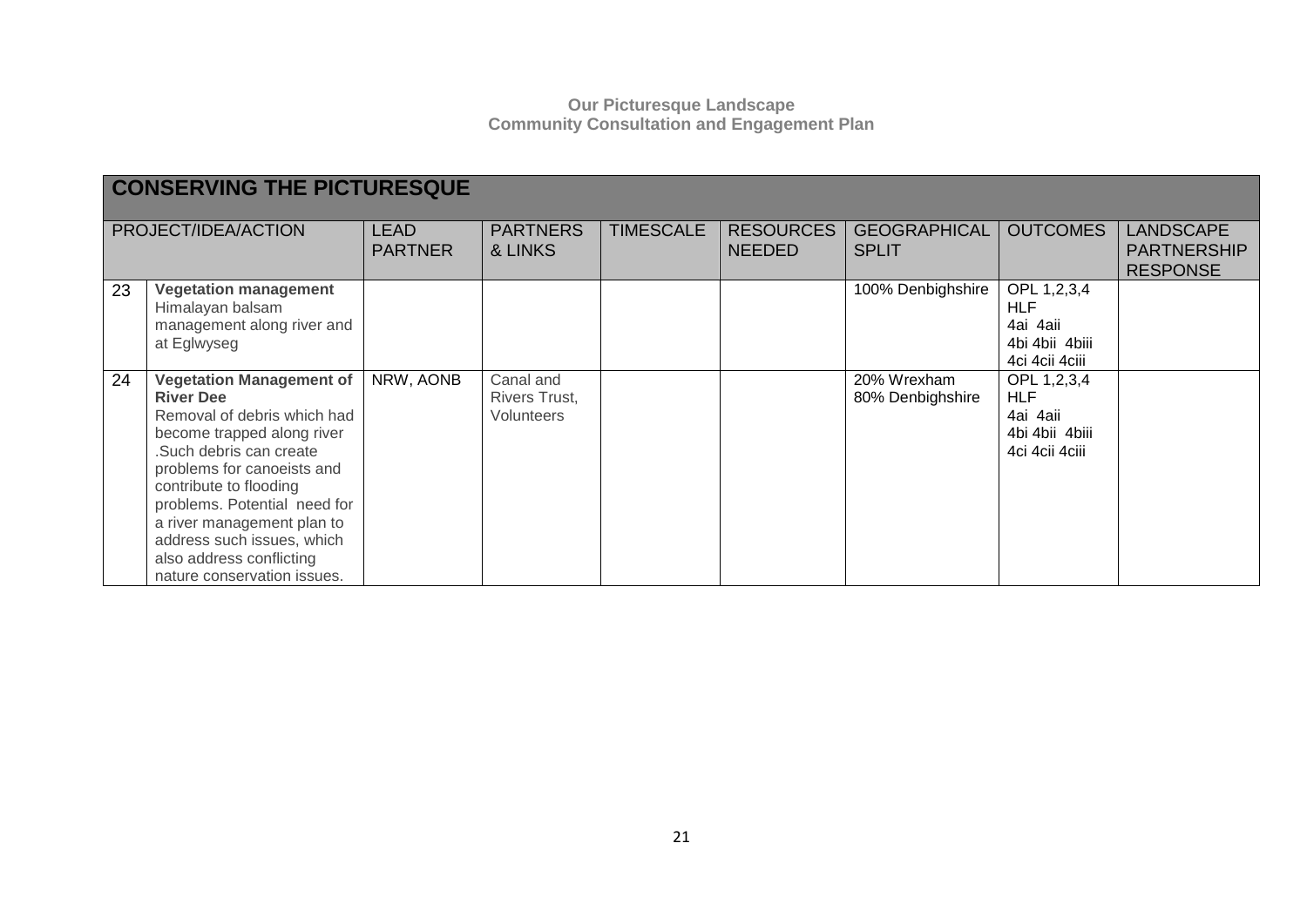**Our Picturesque Landscape**
**Community Consultation and Engagement Plan**

| CONSERVING THE PICTURESQUE | | | | | | | | |
|---|---|---|---|---|---|---|---|---|
| PROJECT/IDEA/ACTION | | LEAD PARTNER | PARTNERS & LINKS | TIMESCALE | RESOURCES NEEDED | GEOGRAPHICAL SPLIT | OUTCOMES | LANDSCAPE PARTNERSHIP RESPONSE |
| 23 | **Vegetation management** Himalayan balsam management along river and at Eglwyseg | | | | | 100% Denbighshire | OPL 1,2,3,4 HLF 4ai 4aii 4bi 4bii 4biii 4ci 4cii 4ciii | |
| 24 | **Vegetation Management of River Dee** Removal of debris which had become trapped along river .Such debris can create problems for canoeists and contribute to flooding problems. Potential need for a river management plan to address such issues, which also address conflicting nature conservation issues. | NRW, AONB | Canal and Rivers Trust, Volunteers | | | 20% Wrexham 80% Denbighshire | OPL 1,2,3,4 HLF 4ai 4aii 4bi 4bii 4biii 4ci 4cii 4ciii | |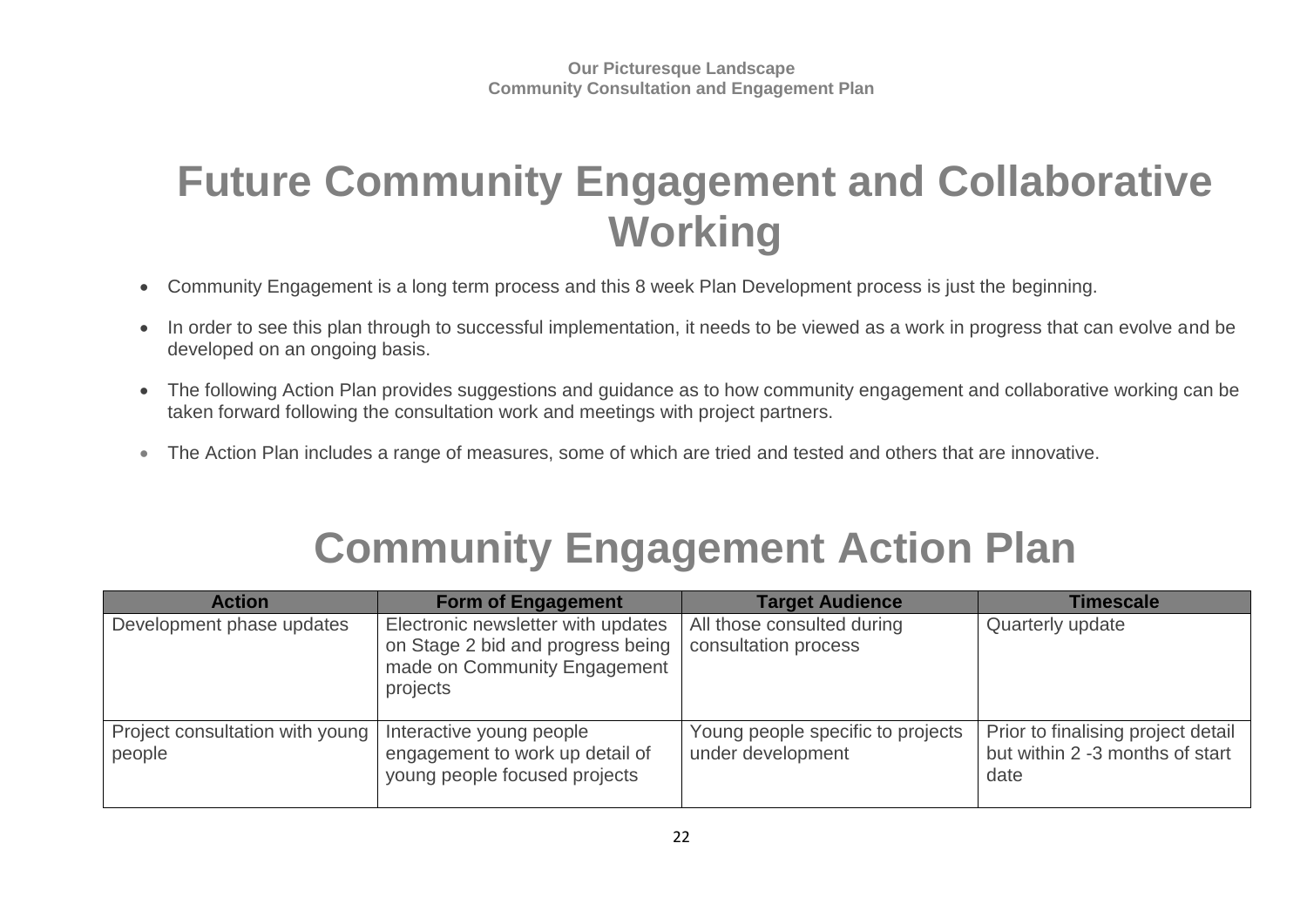# Future Community Engagement and Collaborative Working

- Community Engagement is a long term process and this 8 week Plan Development process is just the beginning.
- In order to see this plan through to successful implementation, it needs to be viewed as a work in progress that can evolve and be developed on an ongoing basis.
- The following Action Plan provides suggestions and guidance as to how community engagement and collaborative working can be taken forward following the consultation work and meetings with project partners.
- The Action Plan includes a range of measures, some of which are tried and tested and others that are innovative.

# Community Engagement Action Plan

| Action | Form of Engagement | Target Audience | Timescale |
|---|---|---|---|
| Development phase updates | Electronic newsletter with updates on Stage 2 bid and progress being made on Community Engagement projects | All those consulted during consultation process | Quarterly update |
| Project consultation with young people | Interactive young people engagement to work up detail of young people focused projects | Young people specific to projects under development | Prior to finalising project detail but within 2 -3 months of start date |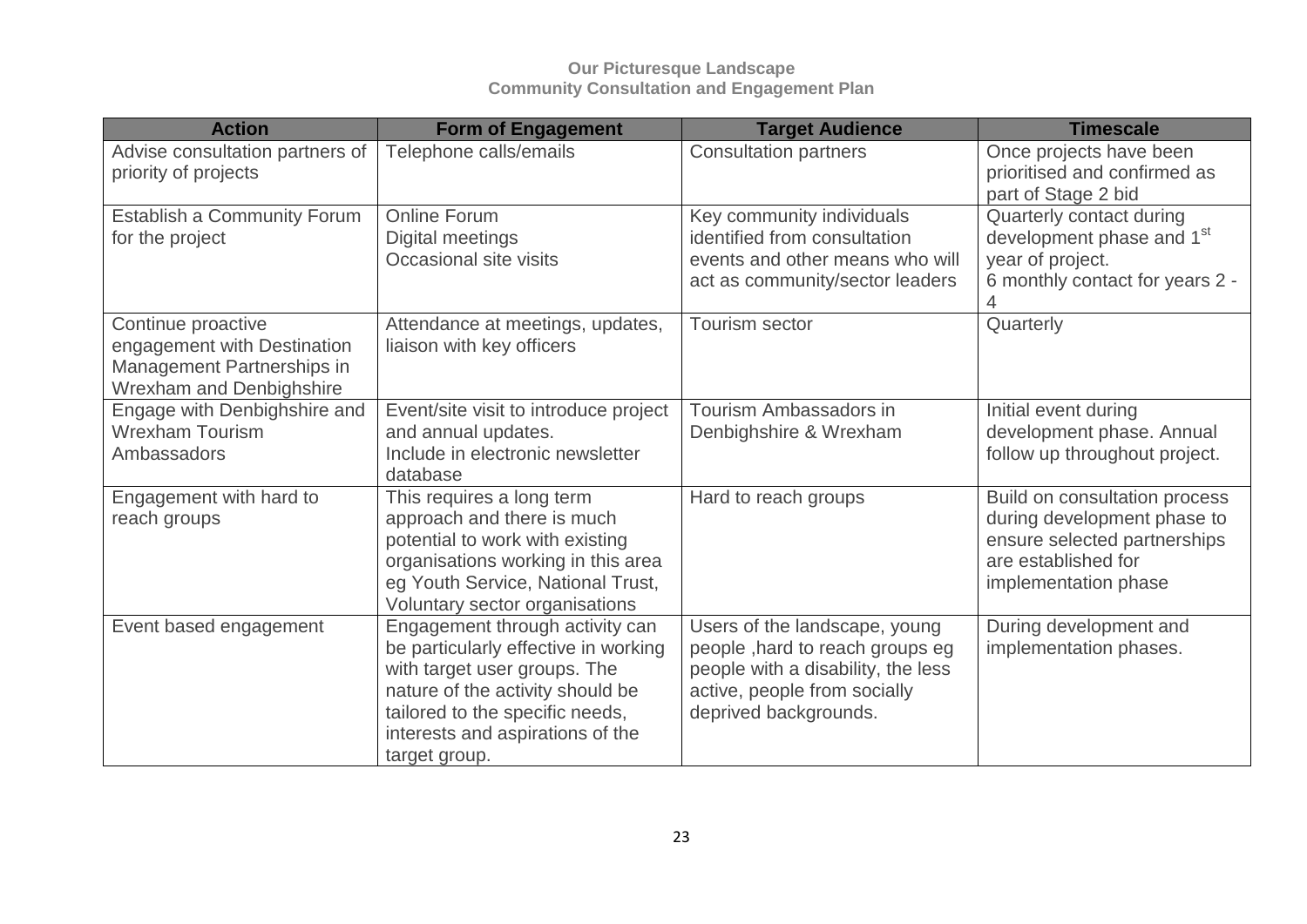# Our Picturesque Landscape
## Community Consultation and Engagement Plan

| Action | Form of Engagement | Target Audience | Timescale |
|---|---|---|---|
| Advise consultation partners of priority of projects | Telephone calls/emails | Consultation partners | Once projects have been prioritised and confirmed as part of Stage 2 bid |
| Establish a Community Forum for the project | Online Forum<br>Digital meetings<br>Occasional site visits | Key community individuals identified from consultation events and other means who will act as community/sector leaders | Quarterly contact during development phase and 1st year of project.<br>6 monthly contact for years 2 - 4 |
| Continue proactive engagement with Destination Management Partnerships in Wrexham and Denbighshire | Attendance at meetings, updates, liaison with key officers | Tourism sector | Quarterly |
| Engage with Denbighshire and Wrexham Tourism Ambassadors | Event/site visit to introduce project and annual updates.<br>Include in electronic newsletter database | Tourism Ambassadors in Denbighshire & Wrexham | Initial event during development phase. Annual follow up throughout project. |
| Engagement with hard to reach groups | This requires a long term approach and there is much potential to work with existing organisations working in this area eg Youth Service, National Trust, Voluntary sector organisations | Hard to reach groups | Build on consultation process during development phase to ensure selected partnerships are established for implementation phase |
| Event based engagement | Engagement through activity can be particularly effective in working with target user groups. The nature of the activity should be tailored to the specific needs, interests and aspirations of the target group. | Users of the landscape, young people ,hard to reach groups eg people with a disability, the less active, people from socially deprived backgrounds. | During development and implementation phases. |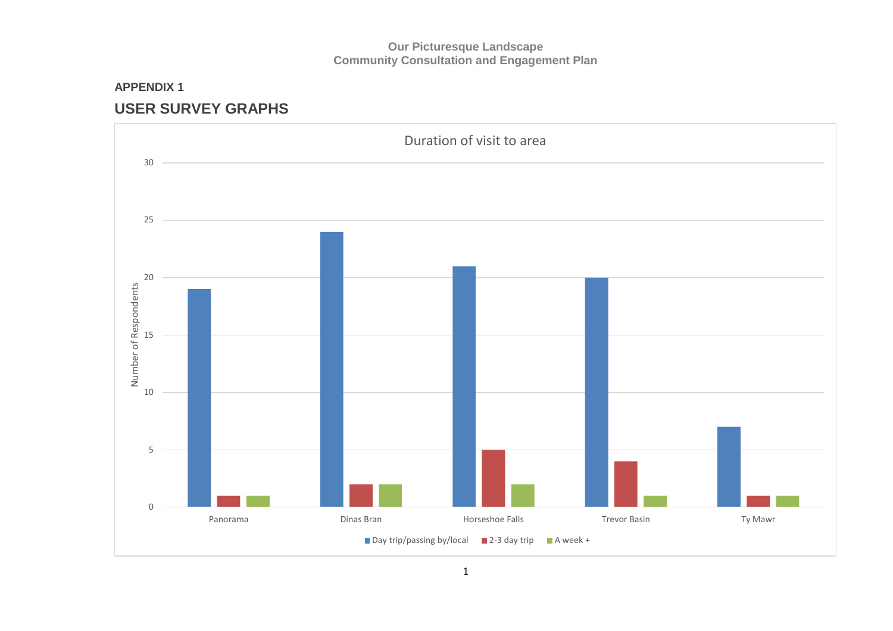## APPENDIX 1

## USER SURVEY GRAPHS

Duration of visit to area

| Location | Day trip/passing by/local | 2-3 day trip | A week + |
| --- | --- | --- | --- |
| Panorama | 19 | 1 | 1 |
| Dinas Bran | 24 | 2 | 2 |
| Horseshoe Falls | 21 | 5 | 2 |
| Trevor Basin | 20 | 4 | 1 |
| Ty Mawr | 7 | 1 | 1 |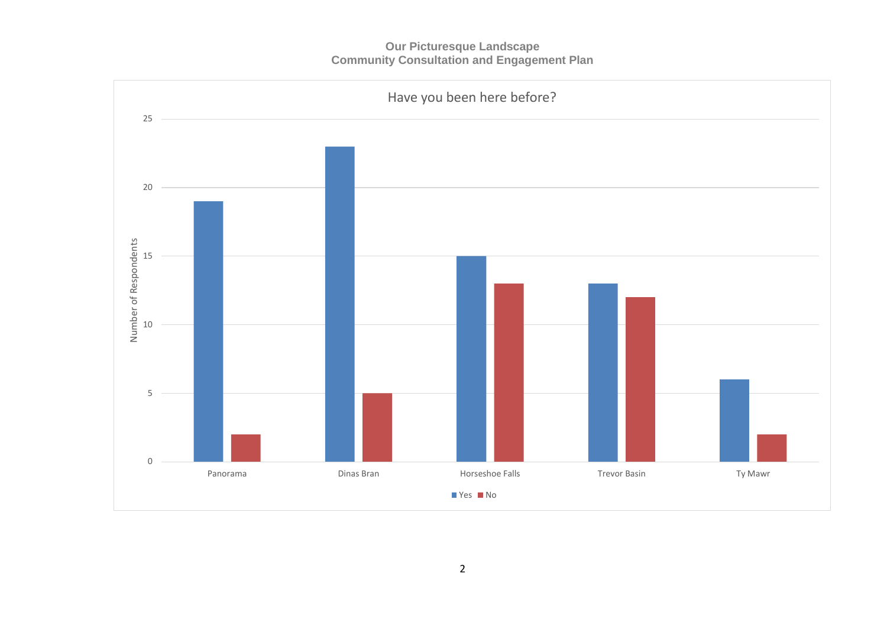## Have you been here before?

| Location | Yes | No |
|---|---|---|
| Panorama | 19 | 2 |
| Dinas Bran | 23 | 5 |
| Horseshoe Falls | 15 | 13 |
| Trevor Basin | 13 | 12 |
| Ty Mawr | 6 | 2 |

Number of Respondents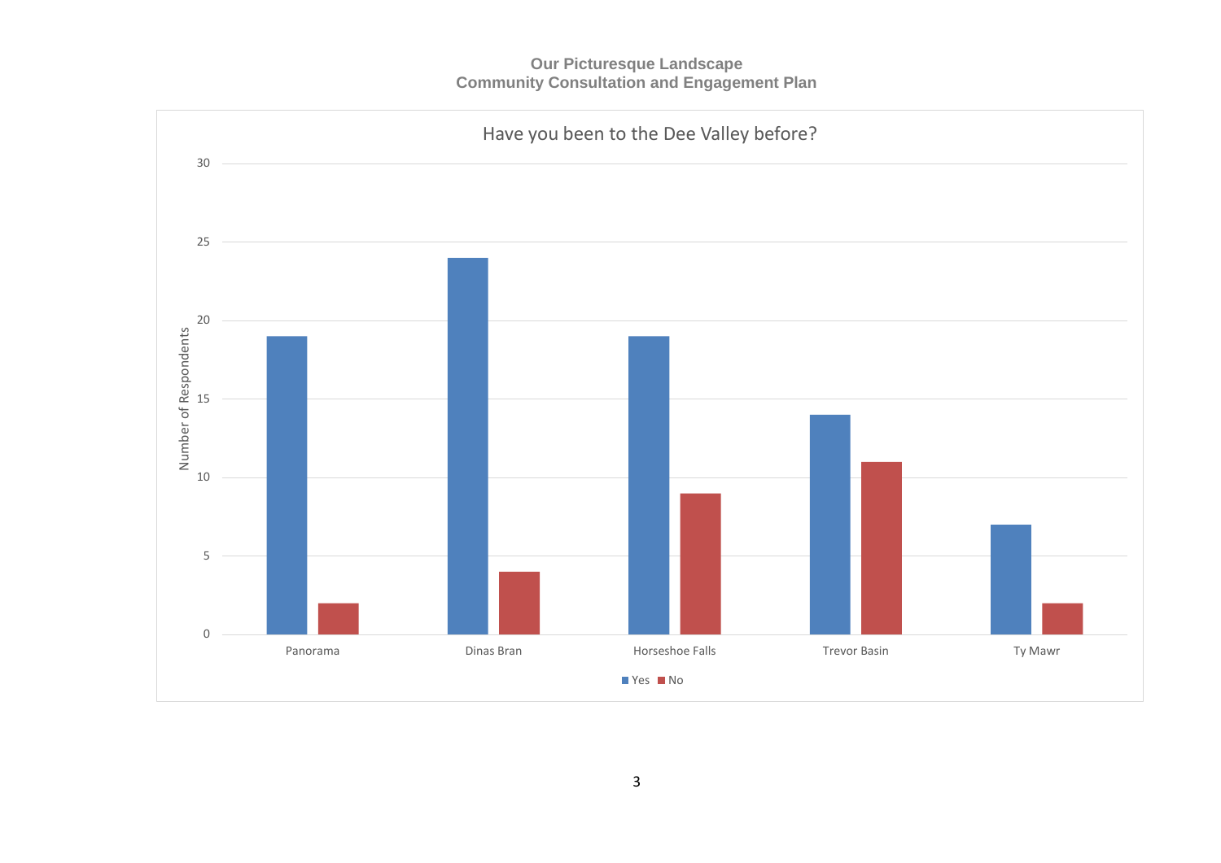**Have you been to the Dee Valley before?**

| | Yes | No |
|---|---|---|
| Panorama | 19 | 2 |
| Dinas Bran | 24 | 4 |
| Horseshoe Falls | 19 | 9 |
| Trevor Basin | 14 | 11 |
| Ty Mawr | 7 | 2 |

Number of Respondents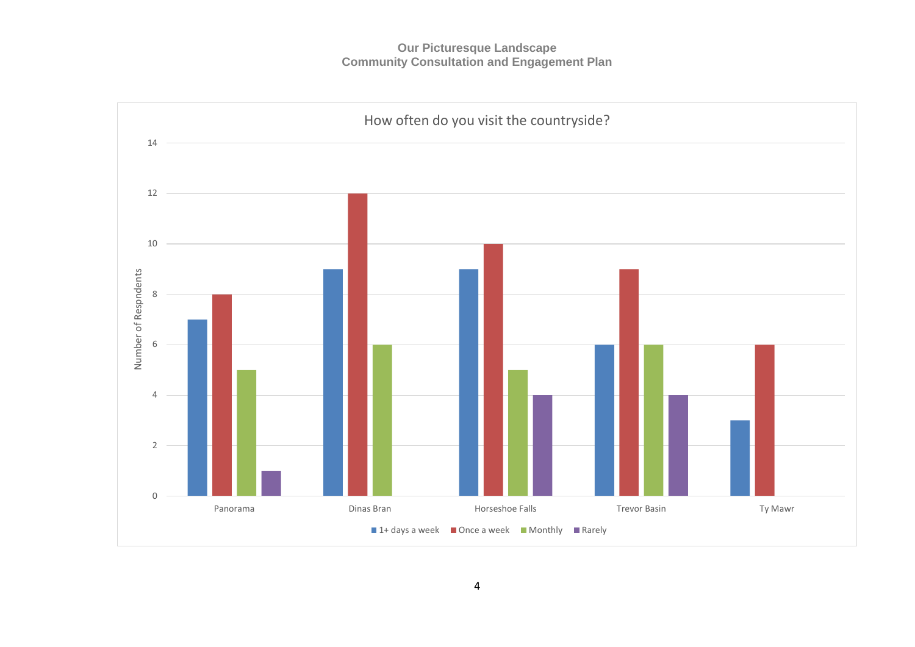Our Picturesque Landscape
Community Consultation and Engagement Plan

How often do you visit the countryside?

| | 1+ days a week | Once a week | Monthly | Rarely |
|---|---|---|---|---|
| Panorama | 7 | 8 | 5 | 1 |
| Dinas Bran | 9 | 12 | 6 | |
| Horseshoe Falls | 9 | 10 | 5 | 4 |
| Trevor Basin | 6 | 9 | 6 | 4 |
| Ty Mawr | 3 | 6 | | |

Number of Respndents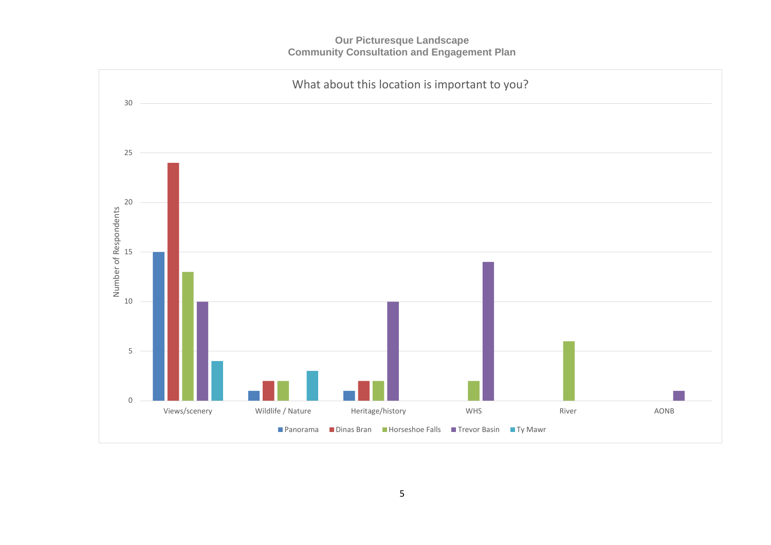# Our Picturesque Landscape
## Community Consultation and Engagement Plan

**What about this location is important to you?**

| | Panorama | Dinas Bran | Horseshoe Falls | Trevor Basin | Ty Mawr |
|---|---|---|---|---|---|
| Views/scenery | 15 | 24 | 13 | 10 | 4 |
| Wildlife / Nature | 1 | 2 | 2 | | 3 |
| Heritage/history | 1 | 2 | 2 | 10 | |
| WHS | | | 2 | 14 | |
| River | | | 6 | | |
| AONB | | | | 1 | |

Y-axis: Number of Respondents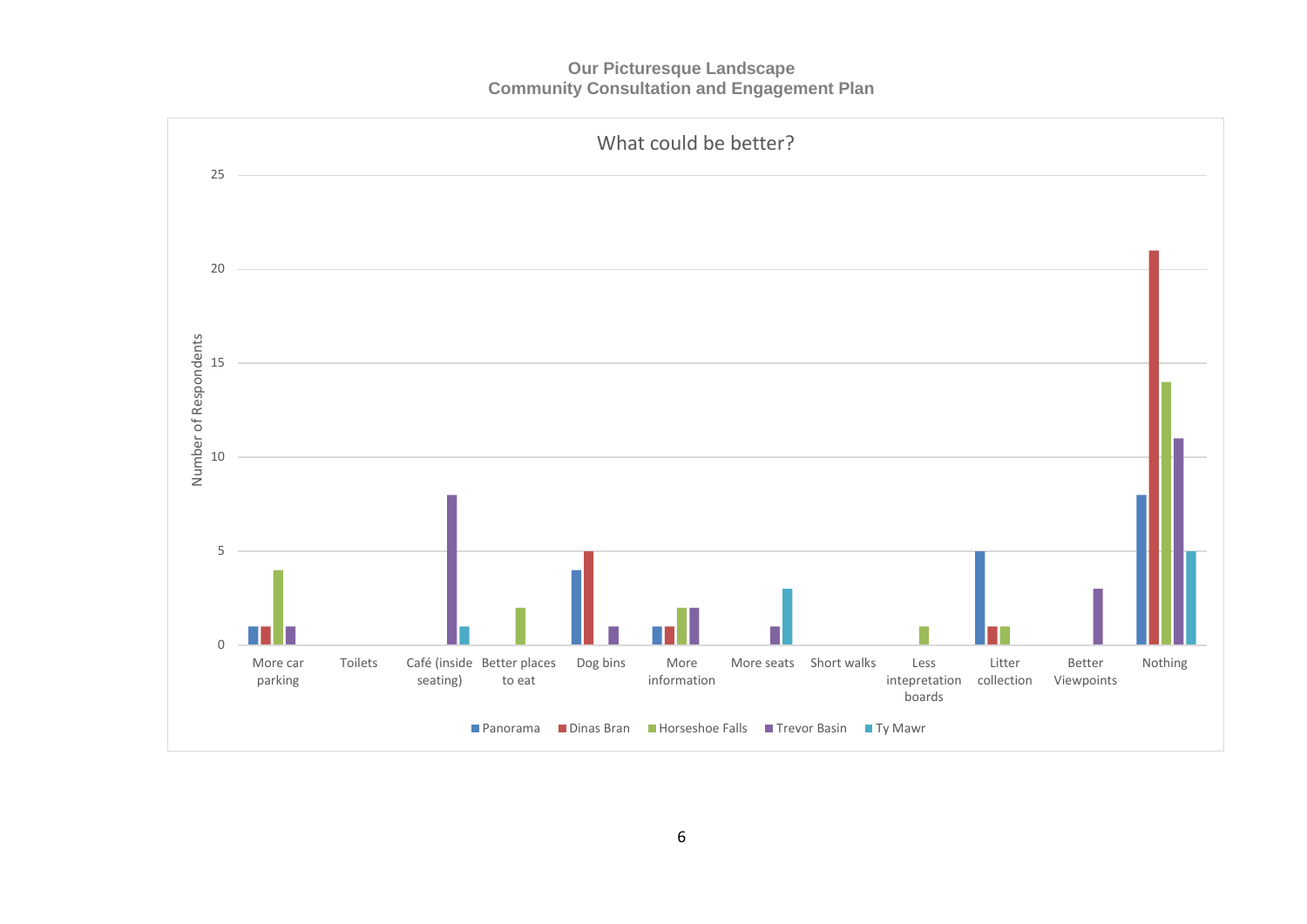**Our Picturesque Landscape**
**Community Consultation and Engagement Plan**

What could be better?

| | Panorama | Dinas Bran | Horseshoe Falls | Trevor Basin | Ty Mawr |
|---|---|---|---|---|---|
| More car parking | 1 | 1 | 4 | 1 | |
| Toilets | | | | | |
| Café (inside seating) | | | | 8 | 1 |
| Better places to eat | | | 2 | | |
| Dog bins | 4 | 5 | | 1 | |
| More information | 1 | 1 | 2 | 2 | |
| More seats | | | | 1 | 3 |
| Short walks | | | | | |
| Less intepretation boards | | | 1 | | |
| Litter collection | 5 | 1 | 1 | | |
| Better Viewpoints | | | | 3 | |
| Nothing | 8 | 21 | 14 | 11 | 5 |

Number of Respondents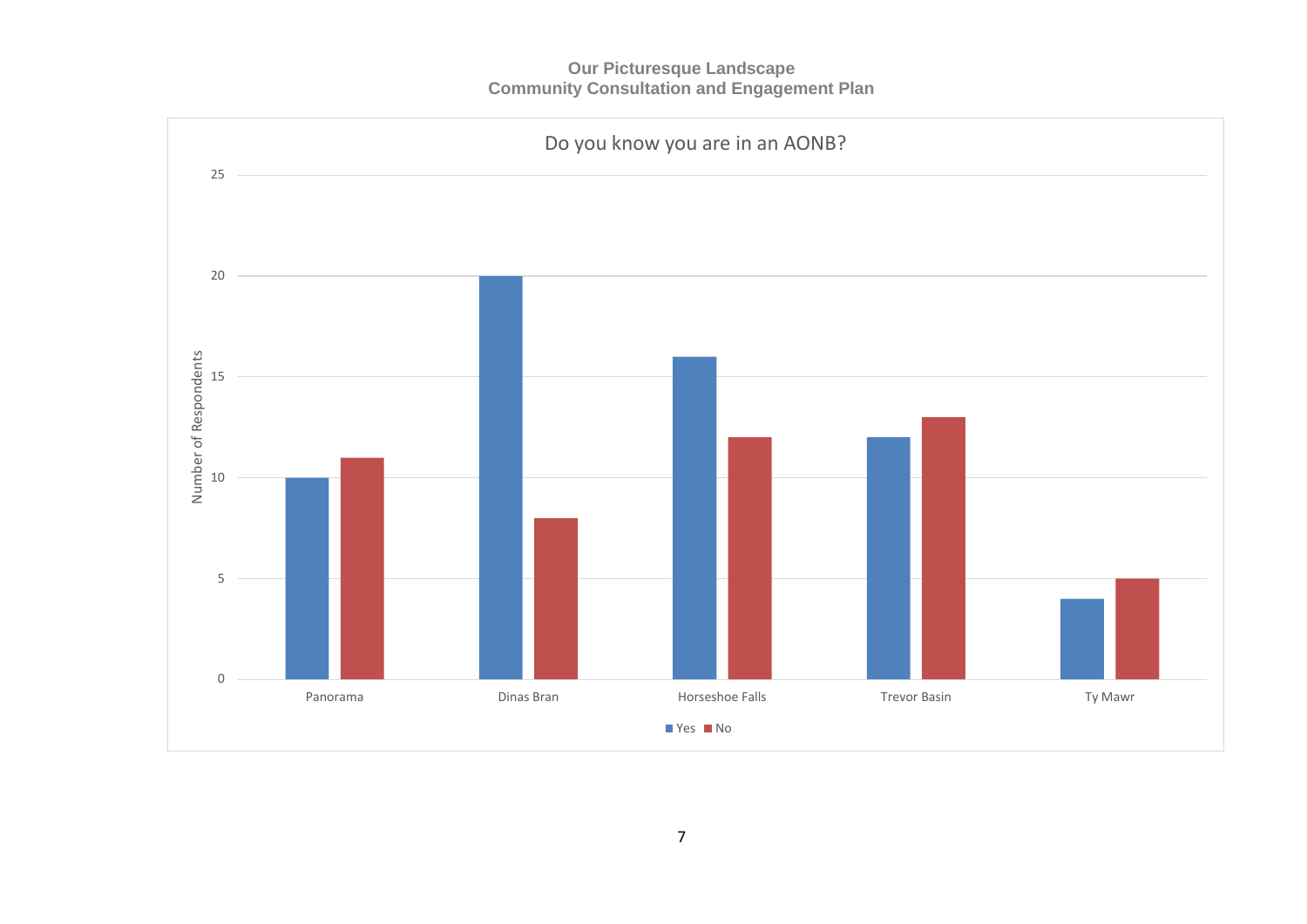**Do you know you are in an AONB?**

Number of Respondents

| Location | Yes | No |
|---|---|---|
| Panorama | 10 | 11 |
| Dinas Bran | 20 | 8 |
| Horseshoe Falls | 16 | 12 |
| Trevor Basin | 12 | 13 |
| Ty Mawr | 4 | 5 |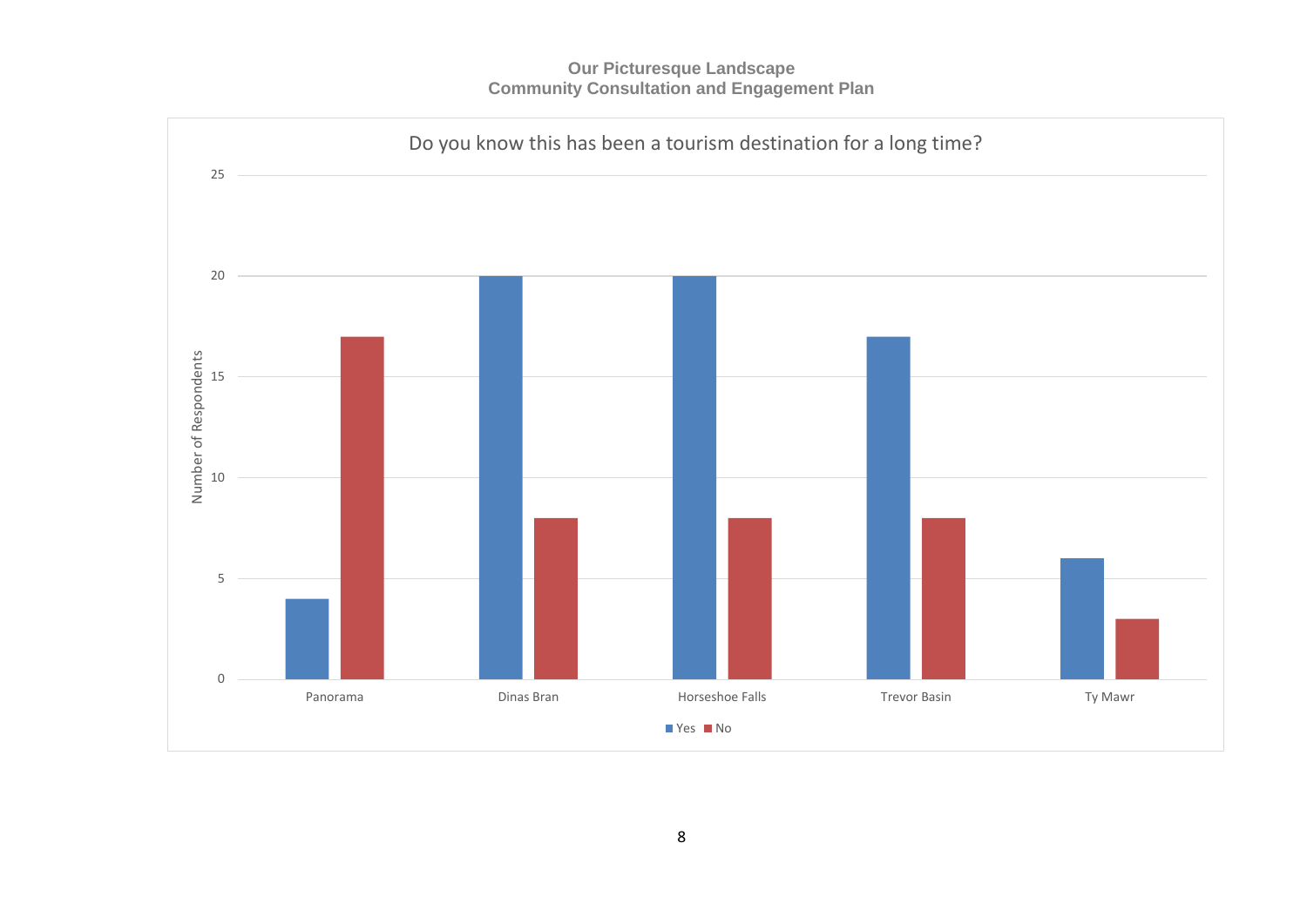## Do you know this has been a tourism destination for a long time?

| Location | Yes | No |
|---|---|---|
| Panorama | 4 | 17 |
| Dinas Bran | 20 | 8 |
| Horseshoe Falls | 20 | 8 |
| Trevor Basin | 17 | 8 |
| Ty Mawr | 6 | 3 |

Number of Respondents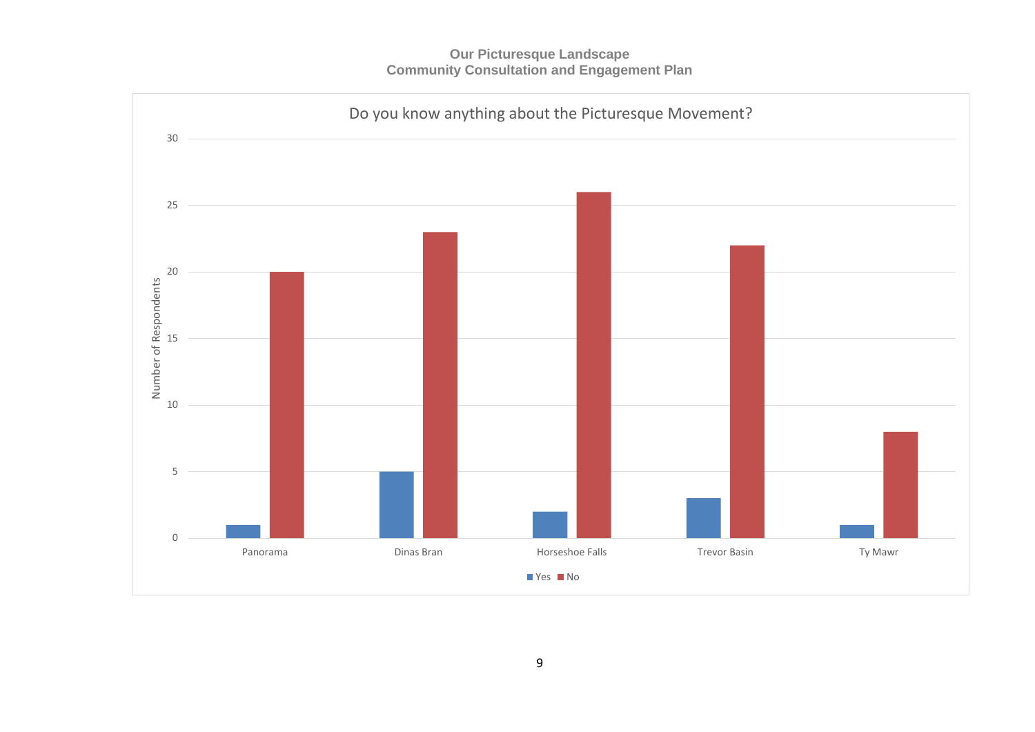**Do you know anything about the Picturesque Movement?**

| Location | Yes | No |
|---|---|---|
| Panorama | 1 | 20 |
| Dinas Bran | 5 | 23 |
| Horseshoe Falls | 2 | 26 |
| Trevor Basin | 3 | 22 |
| Ty Mawr | 1 | 8 |

Number of Respondents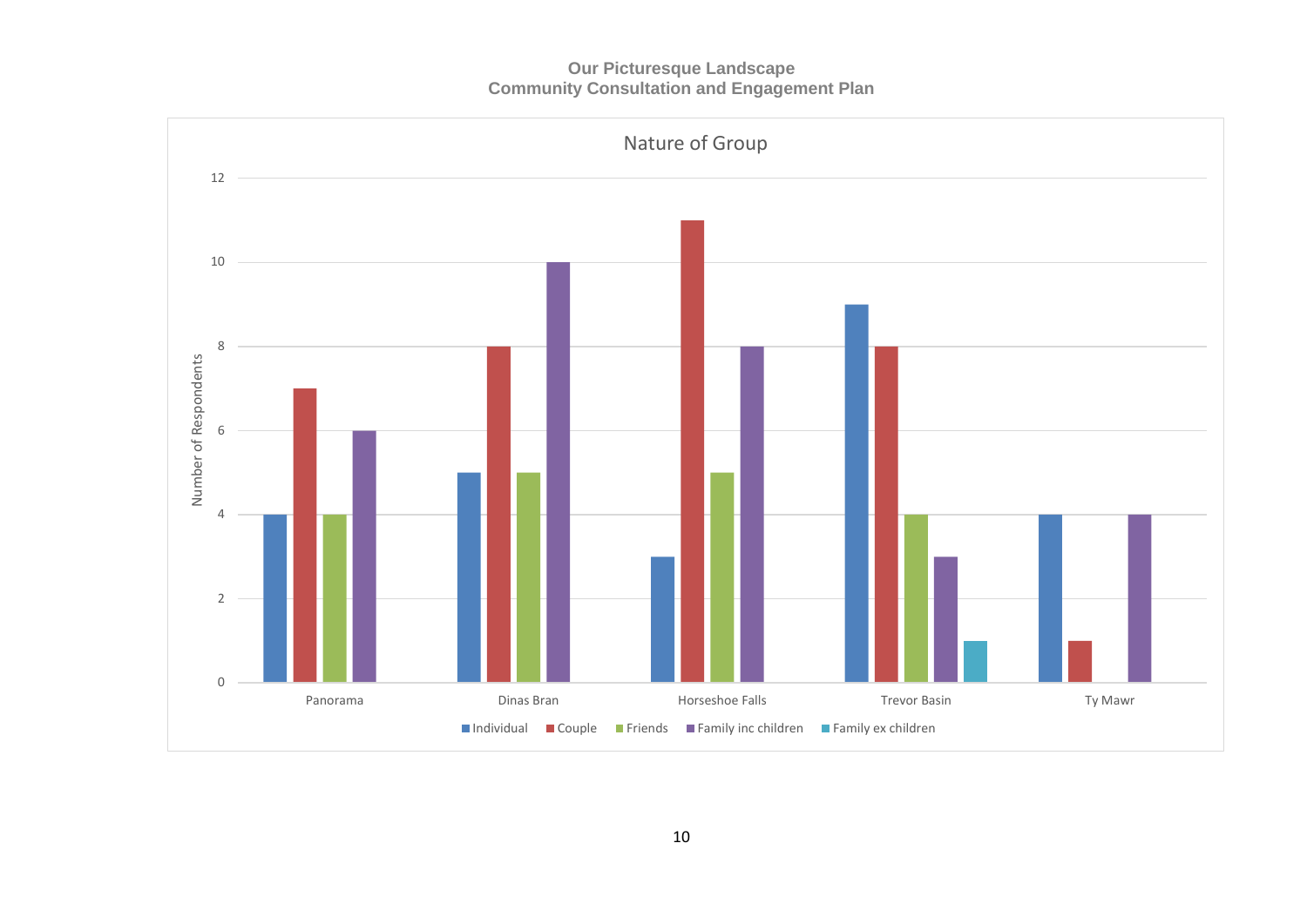## Nature of Group

| Location | Individual | Couple | Friends | Family inc children | Family ex children |
|---|---|---|---|---|---|
| Panorama | 4 | 7 | 4 | 6 | |
| Dinas Bran | 5 | 8 | 5 | 10 | |
| Horseshoe Falls | 3 | 11 | 5 | 8 | |
| Trevor Basin | 9 | 8 | 4 | 3 | 1 |
| Ty Mawr | 4 | 1 | | 4 | |

Y-axis: Number of Respondents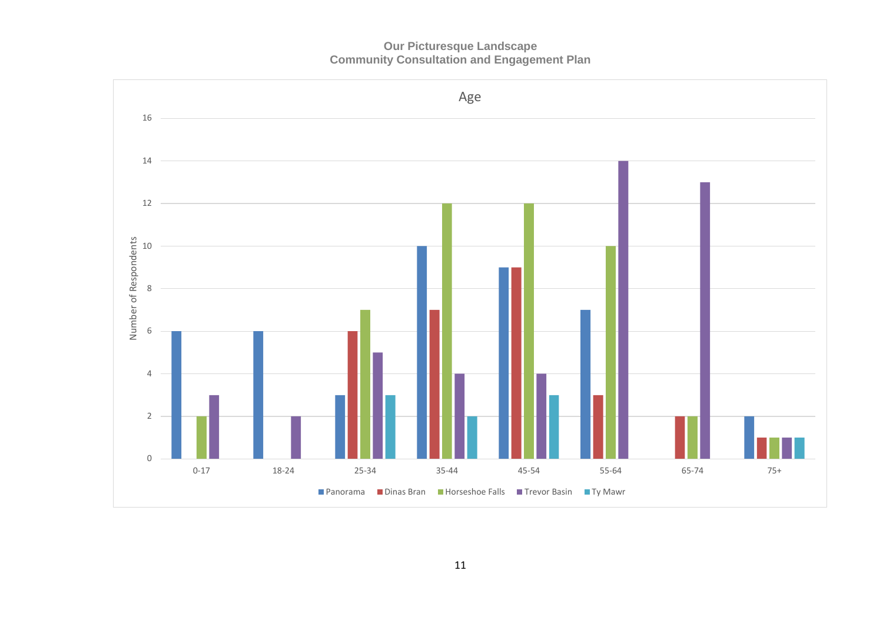**Our Picturesque Landscape**
**Community Consultation and Engagement Plan**

**Age**

| Age | Panorama | Dinas Bran | Horseshoe Falls | Trevor Basin | Ty Mawr |
|---|---|---|---|---|---|
| 0-17 | 6 | | 2 | 3 | |
| 18-24 | 6 | | | 2 | |
| 25-34 | 3 | 6 | 7 | 5 | 3 |
| 35-44 | 10 | 7 | 12 | 4 | 2 |
| 45-54 | 9 | 9 | 12 | 4 | 3 |
| 55-64 | 7 | 3 | 10 | 14 | |
| 65-74 | | 2 | 2 | 13 | |
| 75+ | 2 | 1 | 1 | 1 | 1 |

Number of Respondents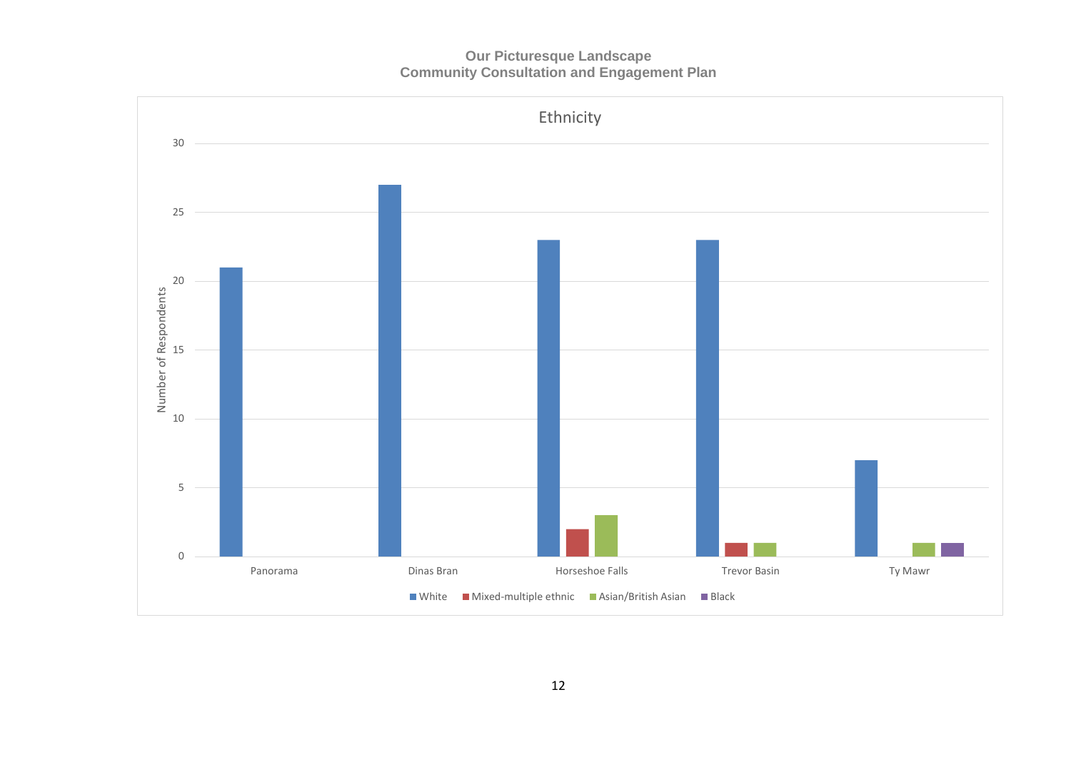**Our Picturesque Landscape**
**Community Consultation and Engagement Plan**

## Ethnicity

| | White | Mixed-multiple ethnic | Asian/British Asian | Black |
|---|---|---|---|---|
| Panorama | 21 | 0 | 0 | 0 |
| Dinas Bran | 27 | 0 | 0 | 0 |
| Horseshoe Falls | 23 | 2 | 3 | 0 |
| Trevor Basin | 23 | 1 | 1 | 0 |
| Ty Mawr | 7 | 0 | 1 | 1 |

Number of Respondents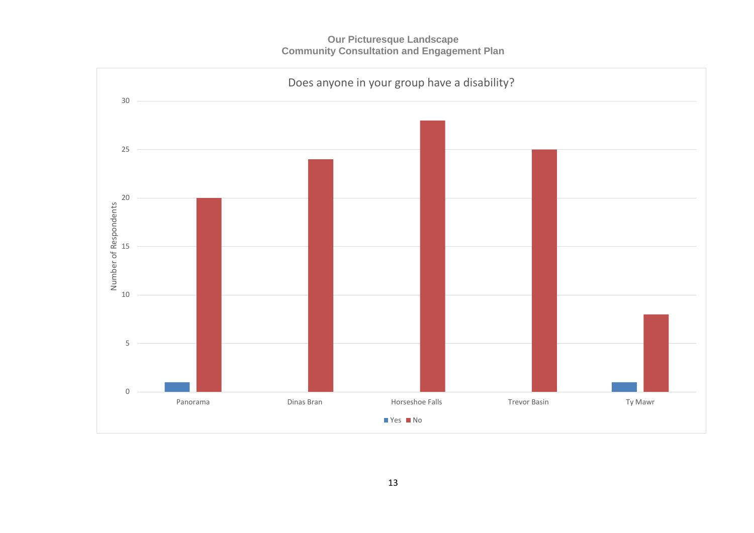Does anyone in your group have a disability?

| Location | Yes | No |
|---|---|---|
| Panorama | 1 | 20 |
| Dinas Bran | 0 | 24 |
| Horseshoe Falls | 0 | 28 |
| Trevor Basin | 0 | 25 |
| Ty Mawr | 1 | 8 |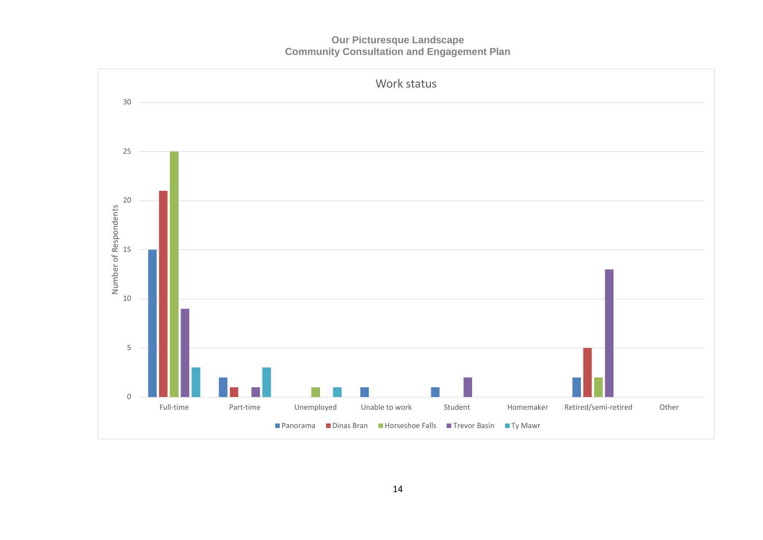**Work status**

| Work status | Panorama | Dinas Bran | Horseshoe Falls | Trevor Basin | Ty Mawr |
|---|---|---|---|---|---|
| Full-time | 15 | 21 | 25 | 9 | 3 |
| Part-time | 2 | 1 | 0 | 1 | 3 |
| Unemployed | 0 | 0 | 1 | 0 | 1 |
| Unable to work | 1 | 0 | 0 | 0 | 0 |
| Student | 1 | 0 | 0 | 2 | 0 |
| Homemaker | 0 | 0 | 0 | 0 | 0 |
| Retired/semi-retired | 2 | 5 | 2 | 13 | 0 |
| Other | 0 | 0 | 0 | 0 | 0 |

Number of Respondents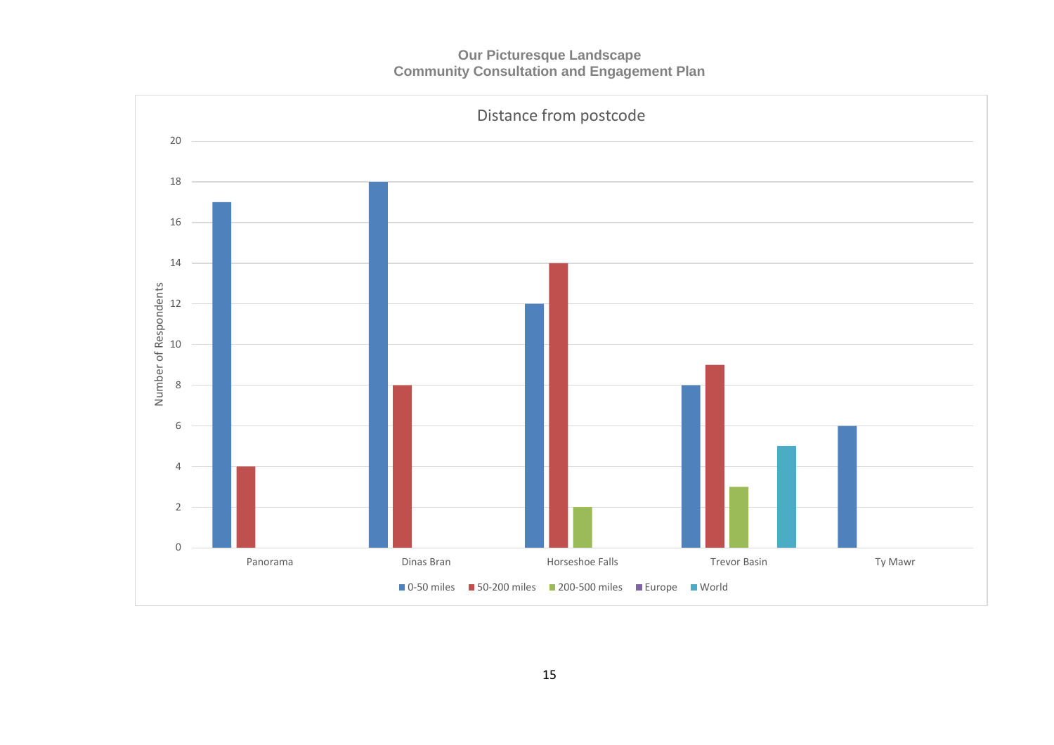Distance from postcode

| | 0-50 miles | 50-200 miles | 200-500 miles | Europe | World |
|---|---|---|---|---|---|
| Panorama | 17 | 4 | | | |
| Dinas Bran | 18 | 8 | | | |
| Horseshoe Falls | 12 | 14 | 2 | | |
| Trevor Basin | 8 | 9 | 3 | | 5 |
| Ty Mawr | 6 | | | | |

Number of Respondents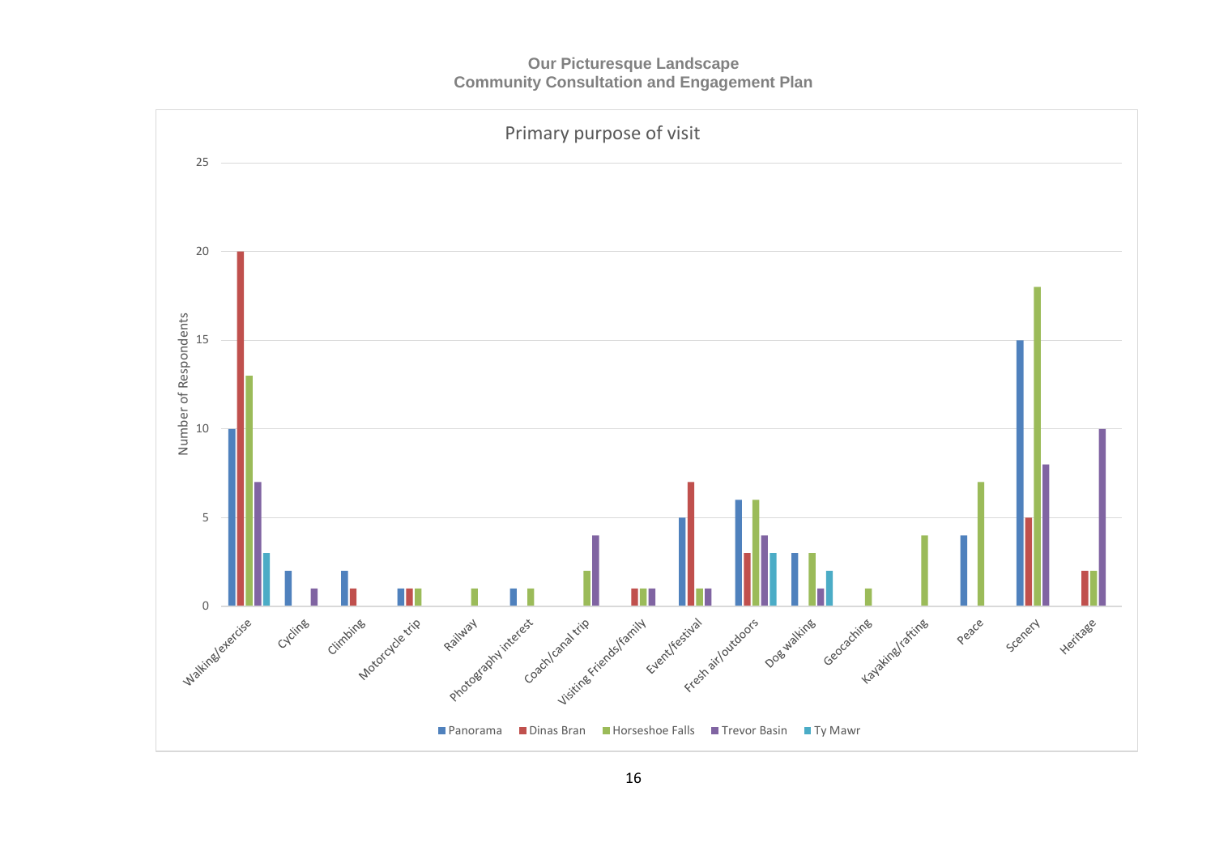**Our Picturesque Landscape**
**Community Consultation and Engagement Plan**

Primary purpose of visit

25
20
15
10
5
0

Number of Respondents

Walking/exercise
Cycling
Climbing
Motorcycle trip
Railway
Photography interest
Coach/canal trip
Visiting Friends/family
Event/festival
Fresh air/outdoors
Dog walking
Geocaching
Kayaking/rafting
Peace
Scenery
Heritage

Panorama
Dinas Bran
Horseshoe Falls
Trevor Basin
Ty Mawr